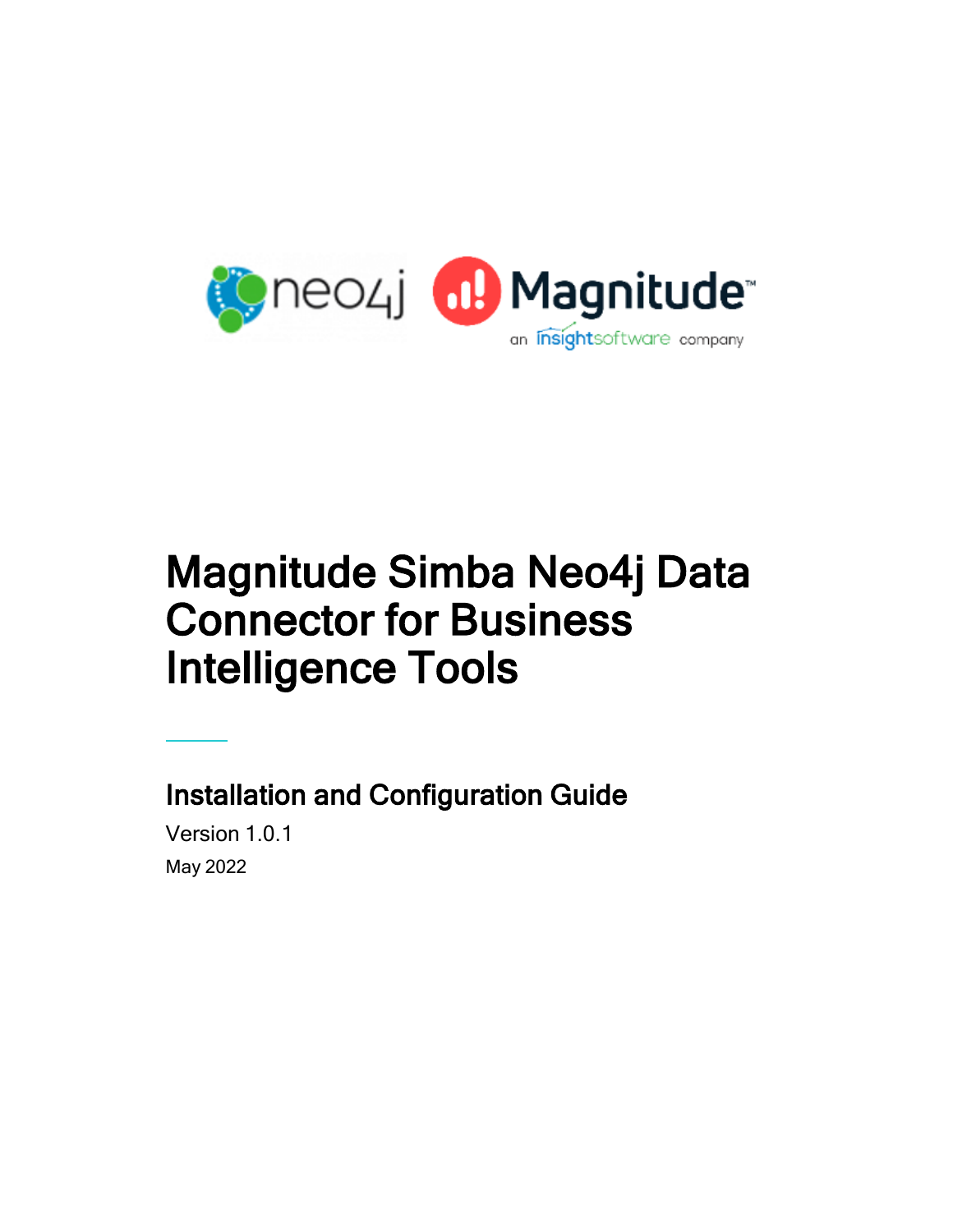# Magnitude Simba Neo4j Data Connector for Business Intelligence Tools

## Installation and Configuration Guide

Version 1.0.1

May 2022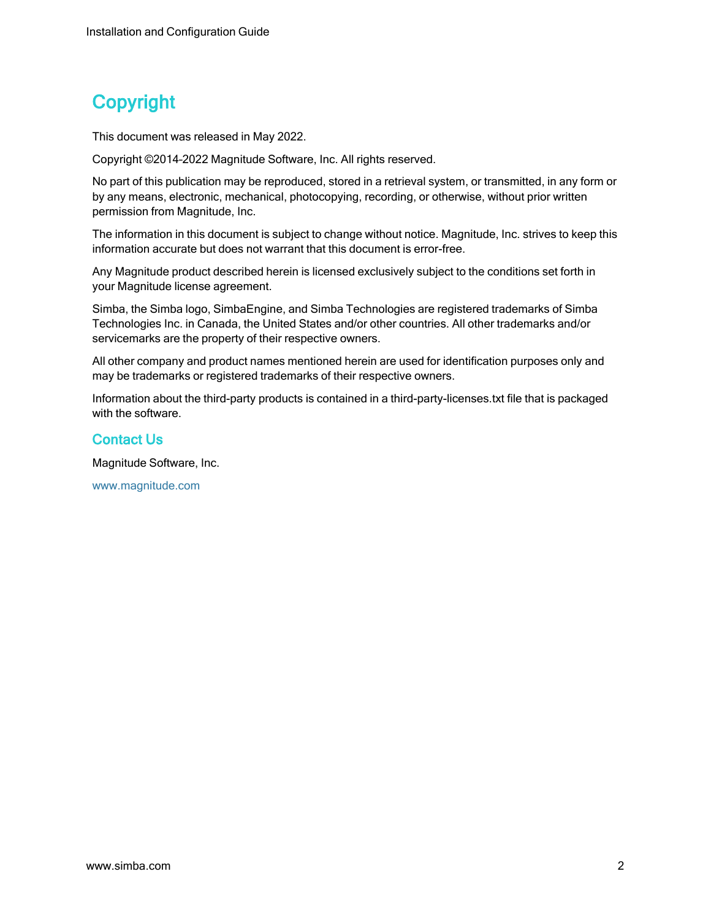# Copyright

This document was released in May 2022.

Copyright ©2014-2022 Magnitude Software, Inc. All rights reserved.

No part of this publication may be reproduced, stored in a retrieval system, or transmitted, in any form or by any means, electronic, mechanical, photocopying, recording, or otherwise, without prior written permission from Magnitude, Inc.

The information in this document is subject to change without notice. Magnitude, Inc. strives to keep this information accurate but does not warrant that this document is error-free.

Any Magnitude product described herein is licensed exclusively subject to the conditions set forth in your Magnitude license agreement.

Simba, the Simba logo, SimbaEngine, and Simba Technologies are registered trademarks of Simba Technologies Inc. in Canada, the United States and/or other countries. All other trademarks and/or servicemarks are the property of their respective owners.

All other company and product names mentioned herein are used for identification purposes only and may be trademarks or registered trademarks of their respective owners.

Information about the third-party products is contained in a third-party-licenses.txt file that is packaged with the software.

## Contact Us

Magnitude Software, Inc.

www.magnitude.com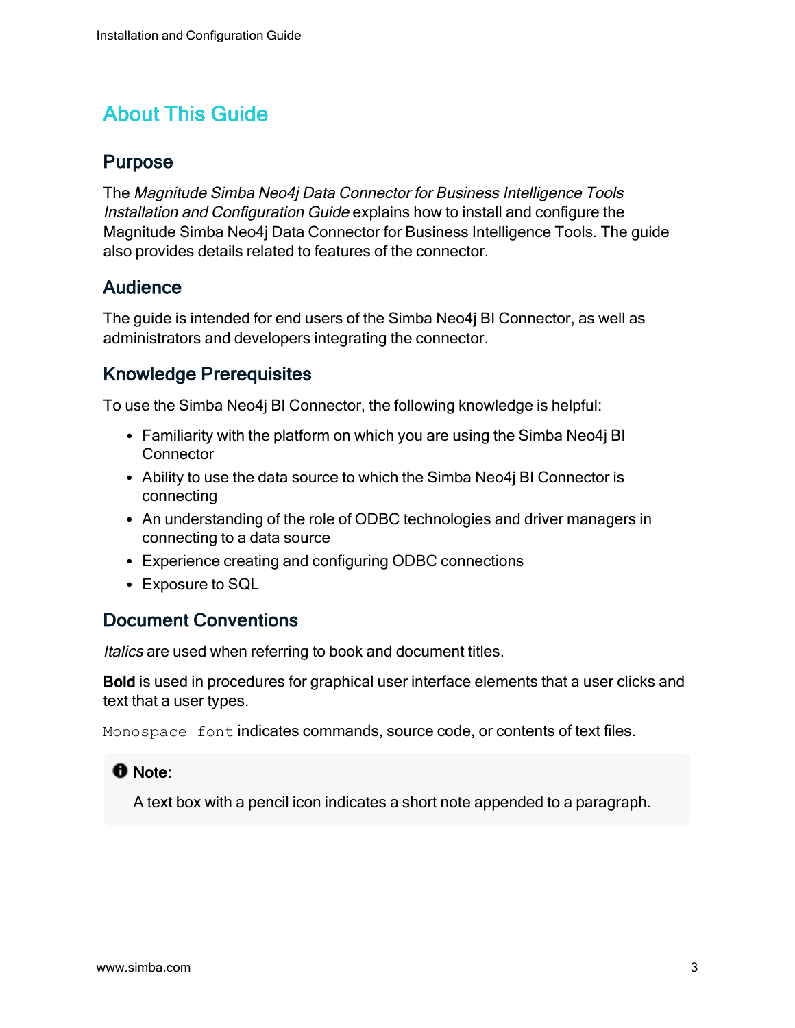# About This Guide

## Purpose

The *Magnitude Simba Neo4j Data Connector for Business Intelligence Tools Installation and Configuration Guide* explains how to install and configure the Magnitude Simba Neo4j Data Connector for Business Intelligence Tools. The guide also provides details related to features of the connector.

## Audience

The guide is intended for end users of the Simba Neo4j BI Connector, as well as administrators and developers integrating the connector.

## Knowledge Prerequisites

To use the Simba Neo4j BI Connector, the following knowledge is helpful:

- Familiarity with the platform on which you are using the Simba Neo4j BI Connector
- Ability to use the data source to which the Simba Neo4j BI Connector is connecting
- An understanding of the role of ODBC technologies and driver managers in connecting to a data source
- Experience creating and configuring ODBC connections
- Exposure to SQL

## Document Conventions

*Italics* are used when referring to book and document titles.

**Bold** is used in procedures for graphical user interface elements that a user clicks and text that a user types.

`Monospace font` indicates commands, source code, or contents of text files.

> **Note:**
>
> A text box with a pencil icon indicates a short note appended to a paragraph.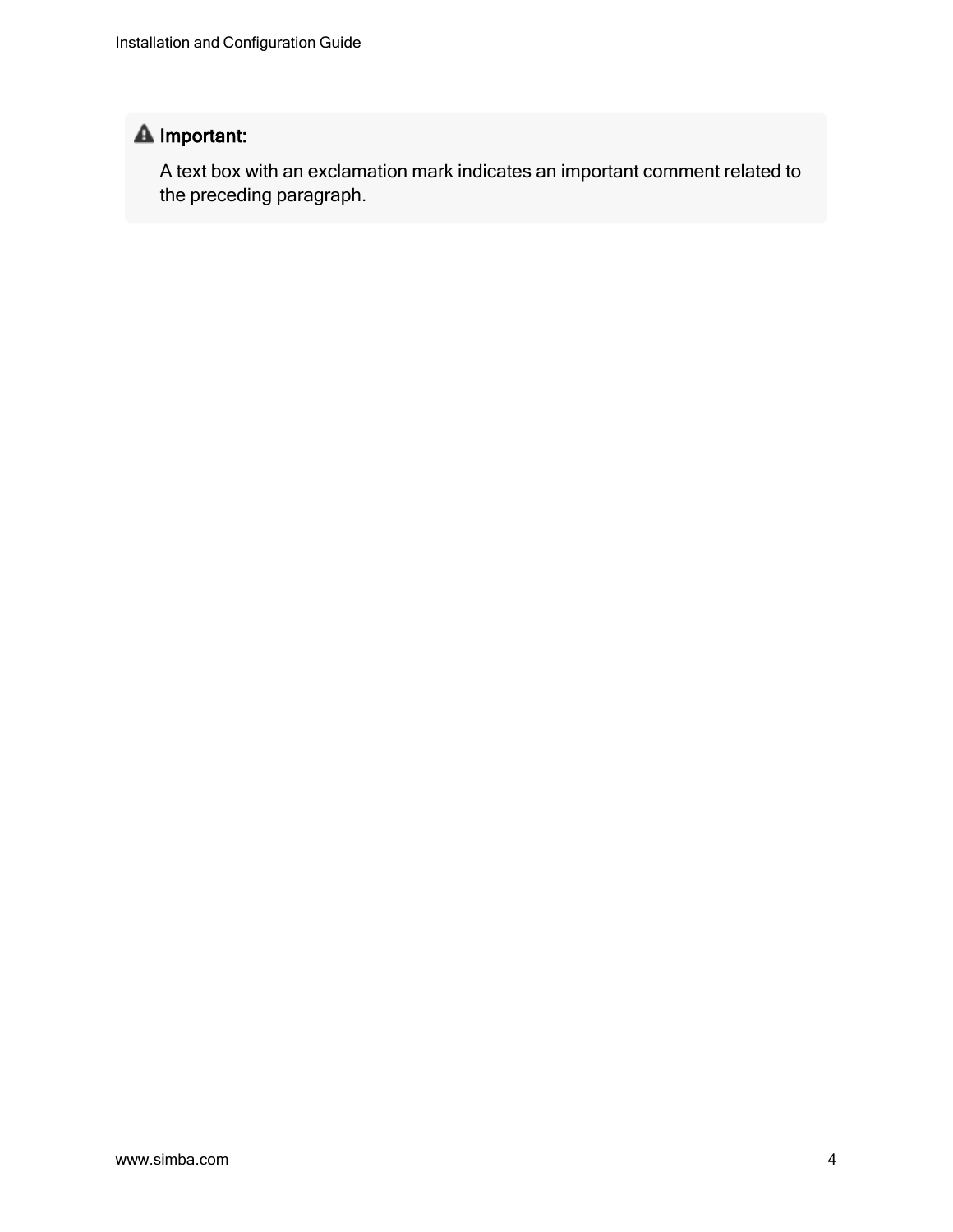**Important:**

A text box with an exclamation mark indicates an important comment related to the preceding paragraph.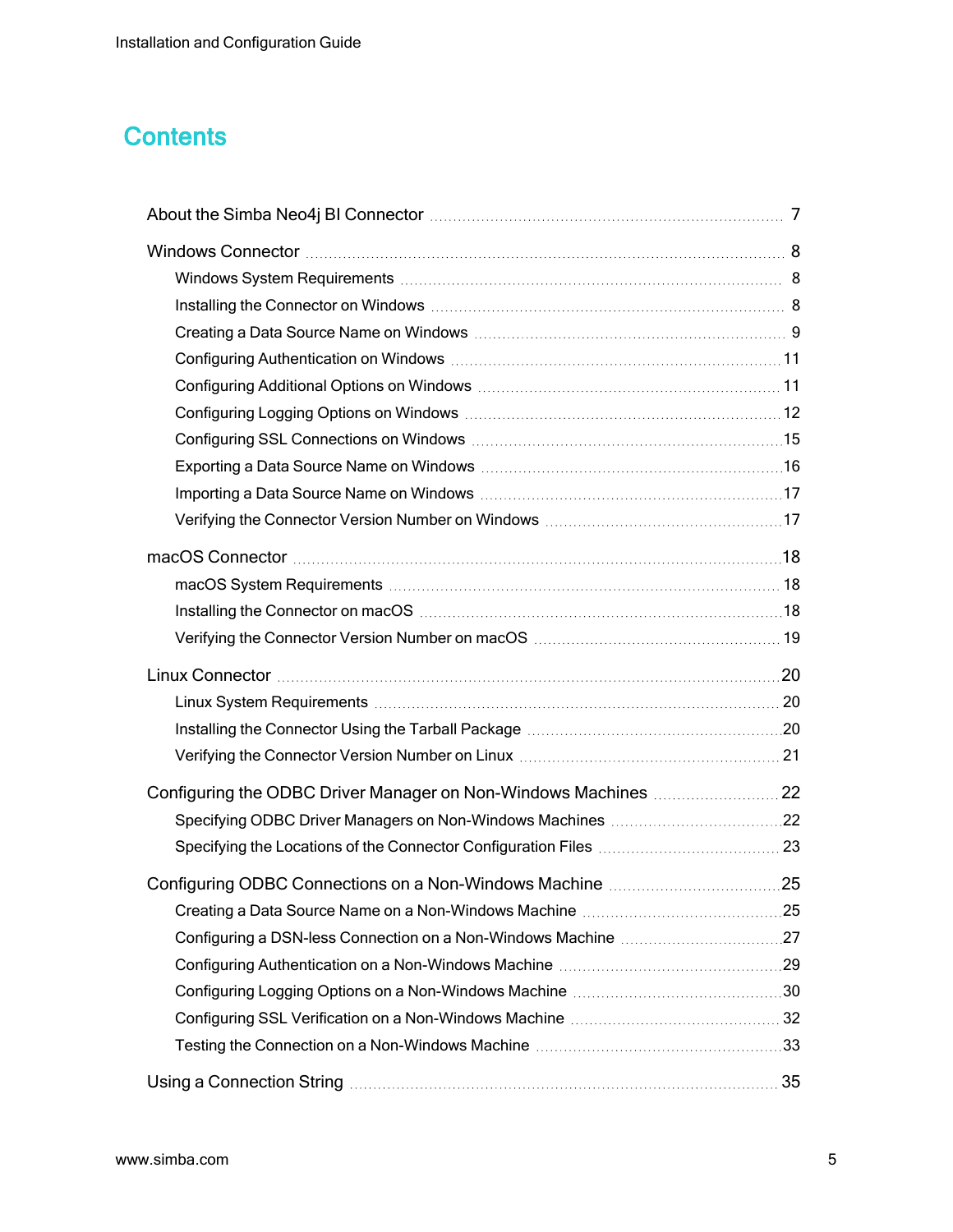# Contents

- About the Simba Neo4j BI Connector ..... 7
- Windows Connector ..... 8
  - Windows System Requirements ..... 8
  - Installing the Connector on Windows ..... 8
  - Creating a Data Source Name on Windows ..... 9
  - Configuring Authentication on Windows ..... 11
  - Configuring Additional Options on Windows ..... 11
  - Configuring Logging Options on Windows ..... 12
  - Configuring SSL Connections on Windows ..... 15
  - Exporting a Data Source Name on Windows ..... 16
  - Importing a Data Source Name on Windows ..... 17
  - Verifying the Connector Version Number on Windows ..... 17
- macOS Connector ..... 18
  - macOS System Requirements ..... 18
  - Installing the Connector on macOS ..... 18
  - Verifying the Connector Version Number on macOS ..... 19
- Linux Connector ..... 20
  - Linux System Requirements ..... 20
  - Installing the Connector Using the Tarball Package ..... 20
  - Verifying the Connector Version Number on Linux ..... 21
- Configuring the ODBC Driver Manager on Non-Windows Machines ..... 22
  - Specifying ODBC Driver Managers on Non-Windows Machines ..... 22
  - Specifying the Locations of the Connector Configuration Files ..... 23
- Configuring ODBC Connections on a Non-Windows Machine ..... 25
  - Creating a Data Source Name on a Non-Windows Machine ..... 25
  - Configuring a DSN-less Connection on a Non-Windows Machine ..... 27
  - Configuring Authentication on a Non-Windows Machine ..... 29
  - Configuring Logging Options on a Non-Windows Machine ..... 30
  - Configuring SSL Verification on a Non-Windows Machine ..... 32
  - Testing the Connection on a Non-Windows Machine ..... 33
- Using a Connection String ..... 35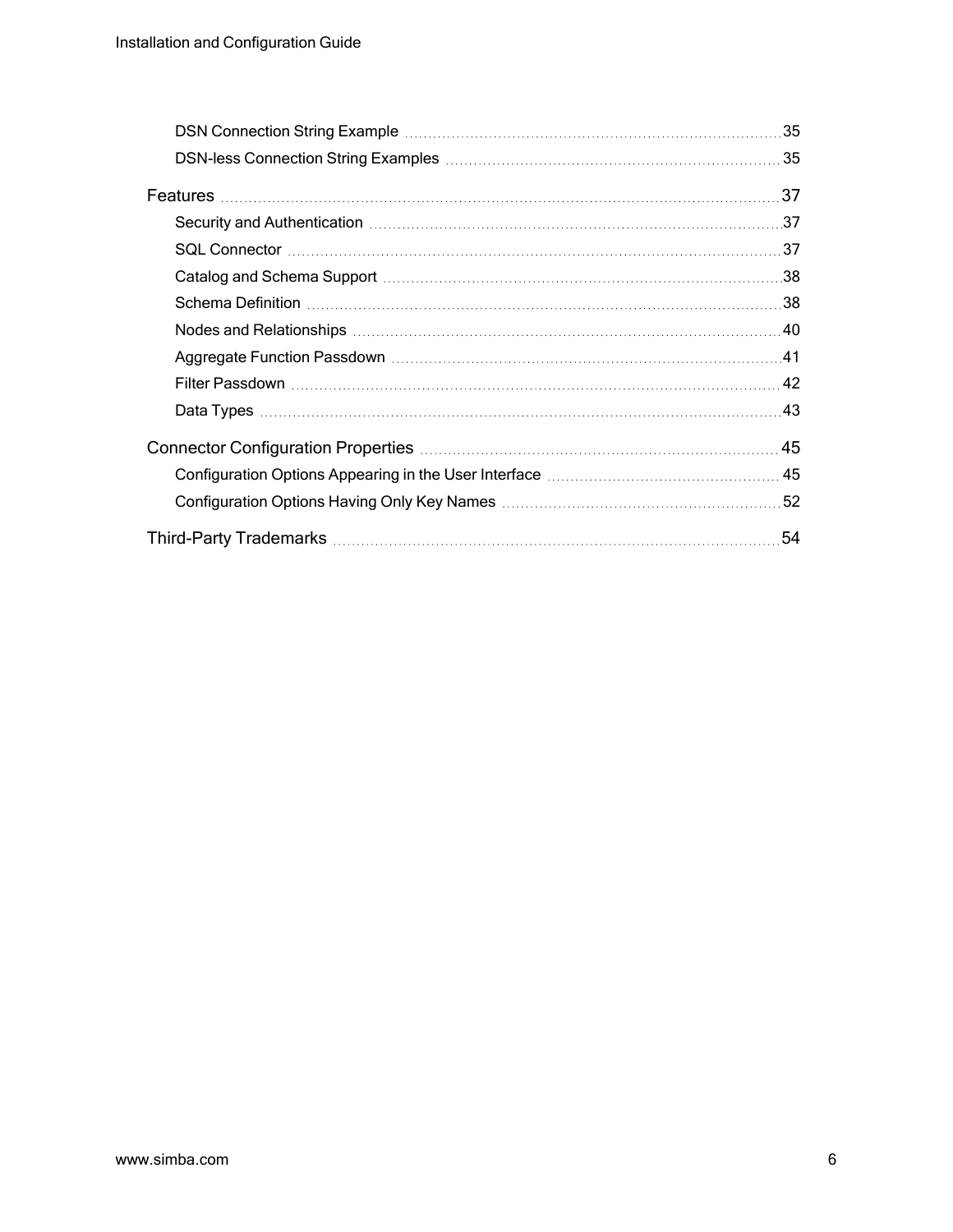- DSN Connection String Example ........ 35
- DSN-less Connection String Examples ........ 35

Features ........ 37

- Security and Authentication ........ 37
- SQL Connector ........ 37
- Catalog and Schema Support ........ 38
- Schema Definition ........ 38
- Nodes and Relationships ........ 40
- Aggregate Function Passdown ........ 41
- Filter Passdown ........ 42
- Data Types ........ 43

Connector Configuration Properties ........ 45

- Configuration Options Appearing in the User Interface ........ 45
- Configuration Options Having Only Key Names ........ 52

Third-Party Trademarks ........ 54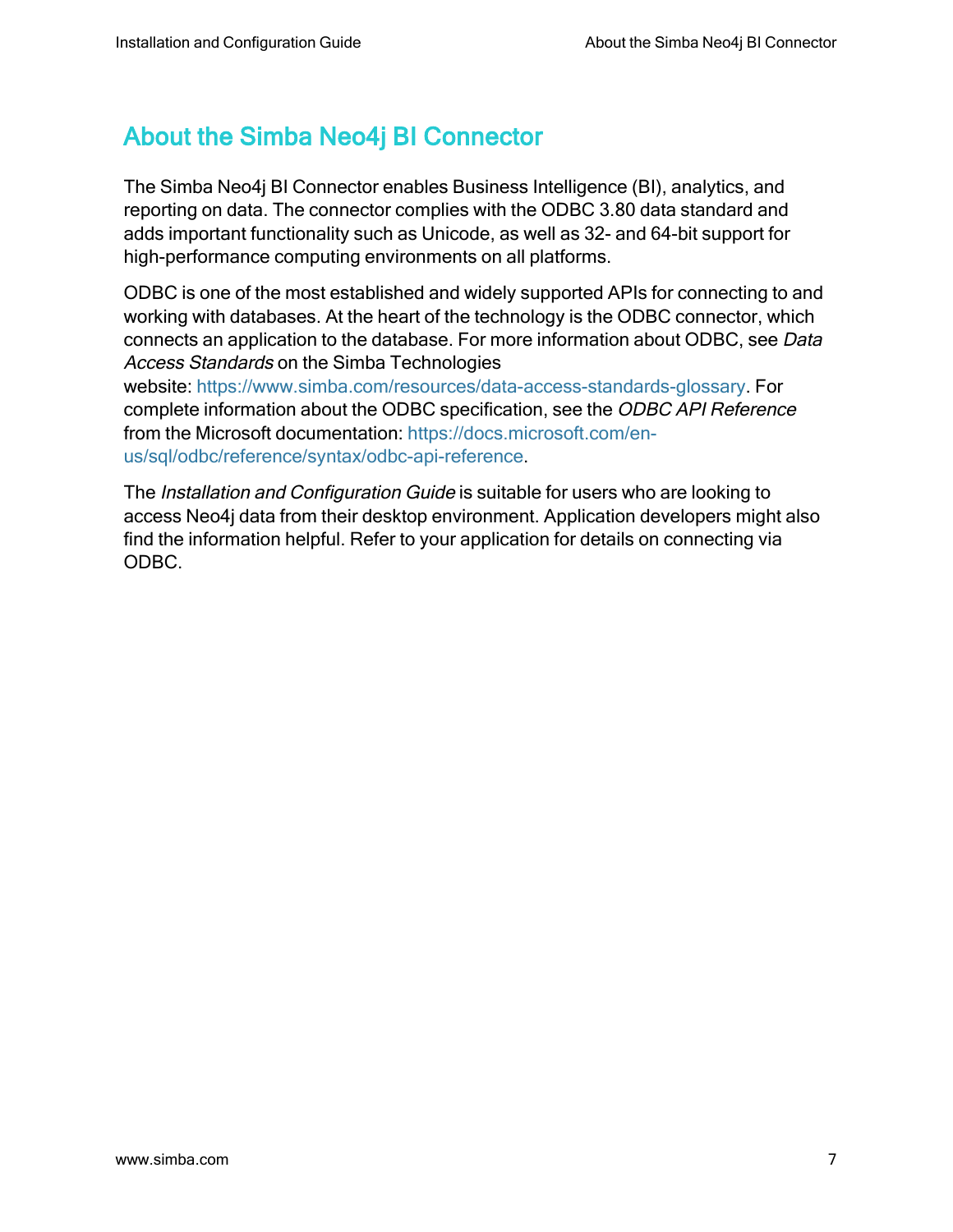# About the Simba Neo4j BI Connector

The Simba Neo4j BI Connector enables Business Intelligence (BI), analytics, and reporting on data. The connector complies with the ODBC 3.80 data standard and adds important functionality such as Unicode, as well as 32- and 64-bit support for high-performance computing environments on all platforms.

ODBC is one of the most established and widely supported APIs for connecting to and working with databases. At the heart of the technology is the ODBC connector, which connects an application to the database. For more information about ODBC, see *Data Access Standards* on the Simba Technologies website: https://www.simba.com/resources/data-access-standards-glossary. For complete information about the ODBC specification, see the *ODBC API Reference* from the Microsoft documentation: https://docs.microsoft.com/en-us/sql/odbc/reference/syntax/odbc-api-reference.

The *Installation and Configuration Guide* is suitable for users who are looking to access Neo4j data from their desktop environment. Application developers might also find the information helpful. Refer to your application for details on connecting via ODBC.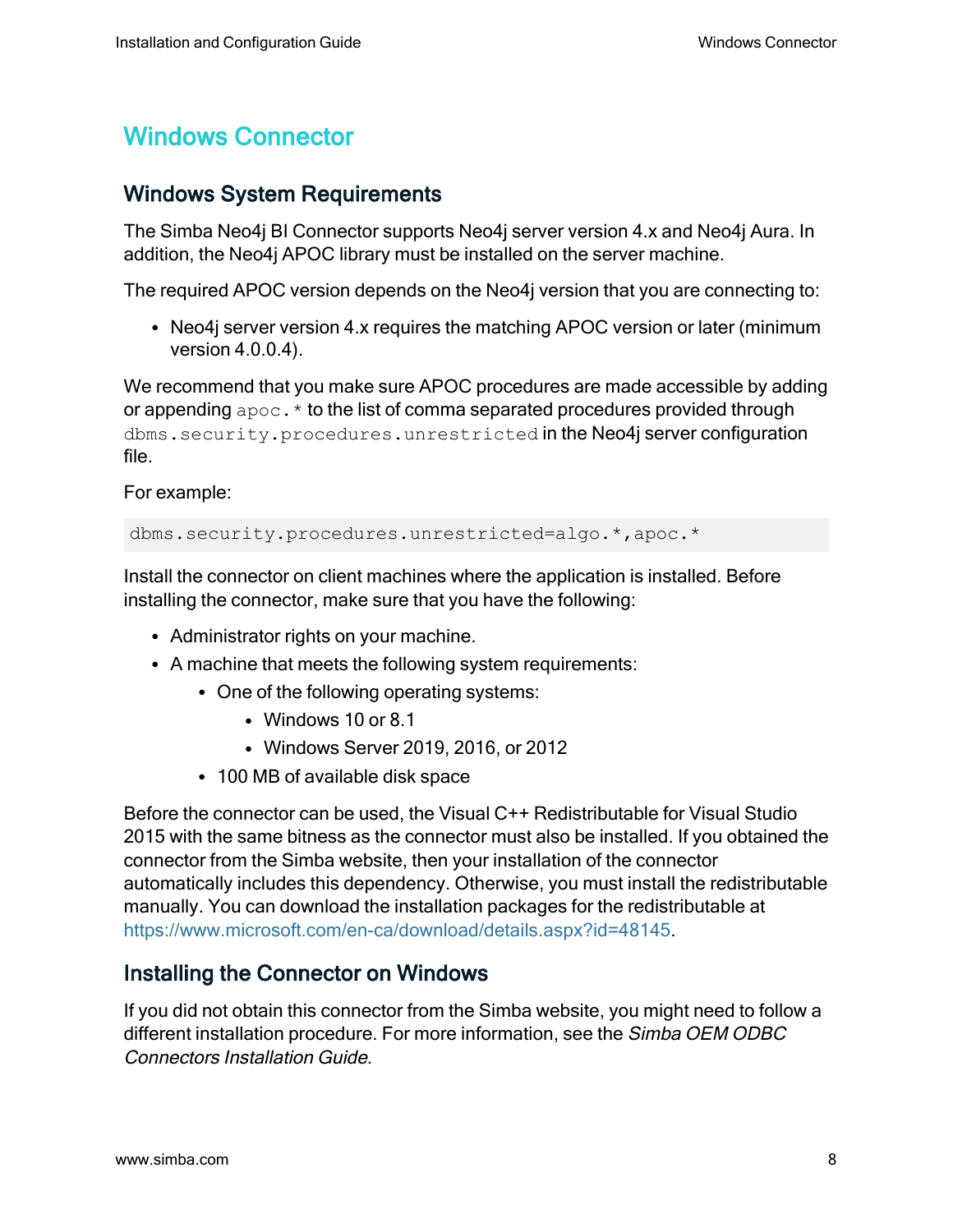# Windows Connector

## Windows System Requirements

The Simba Neo4j BI Connector supports Neo4j server version 4.x and Neo4j Aura. In addition, the Neo4j APOC library must be installed on the server machine.

The required APOC version depends on the Neo4j version that you are connecting to:

- Neo4j server version 4.x requires the matching APOC version or later (minimum version 4.0.0.4).

We recommend that you make sure APOC procedures are made accessible by adding or appending `apoc.*` to the list of comma separated procedures provided through `dbms.security.procedures.unrestricted` in the Neo4j server configuration file.

For example:

```
dbms.security.procedures.unrestricted=algo.*,apoc.*
```

Install the connector on client machines where the application is installed. Before installing the connector, make sure that you have the following:

- Administrator rights on your machine.
- A machine that meets the following system requirements:
  - One of the following operating systems:
    - Windows 10 or 8.1
    - Windows Server 2019, 2016, or 2012
  - 100 MB of available disk space

Before the connector can be used, the Visual C++ Redistributable for Visual Studio 2015 with the same bitness as the connector must also be installed. If you obtained the connector from the Simba website, then your installation of the connector automatically includes this dependency. Otherwise, you must install the redistributable manually. You can download the installation packages for the redistributable at https://www.microsoft.com/en-ca/download/details.aspx?id=48145.

## Installing the Connector on Windows

If you did not obtain this connector from the Simba website, you might need to follow a different installation procedure. For more information, see the *Simba OEM ODBC Connectors Installation Guide*.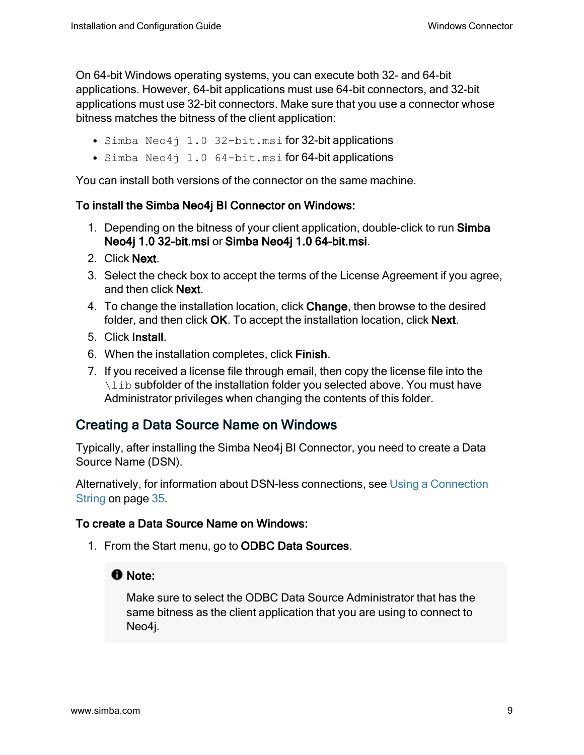On 64-bit Windows operating systems, you can execute both 32- and 64-bit applications. However, 64-bit applications must use 64-bit connectors, and 32-bit applications must use 32-bit connectors. Make sure that you use a connector whose bitness matches the bitness of the client application:

- `Simba Neo4j 1.0 32-bit.msi` for 32-bit applications
- `Simba Neo4j 1.0 64-bit.msi` for 64-bit applications

You can install both versions of the connector on the same machine.

**To install the Simba Neo4j BI Connector on Windows:**

1. Depending on the bitness of your client application, double-click to run **Simba Neo4j 1.0 32-bit.msi** or **Simba Neo4j 1.0 64-bit.msi**.
2. Click **Next**.
3. Select the check box to accept the terms of the License Agreement if you agree, and then click **Next**.
4. To change the installation location, click **Change**, then browse to the desired folder, and then click **OK**. To accept the installation location, click **Next**.
5. Click **Install**.
6. When the installation completes, click **Finish**.
7. If you received a license file through email, then copy the license file into the `\lib` subfolder of the installation folder you selected above. You must have Administrator privileges when changing the contents of this folder.

## Creating a Data Source Name on Windows

Typically, after installing the Simba Neo4j BI Connector, you need to create a Data Source Name (DSN).

Alternatively, for information about DSN-less connections, see Using a Connection String on page 35.

**To create a Data Source Name on Windows:**

1. From the Start menu, go to **ODBC Data Sources**.

> **Note:**
>
> Make sure to select the ODBC Data Source Administrator that has the same bitness as the client application that you are using to connect to Neo4j.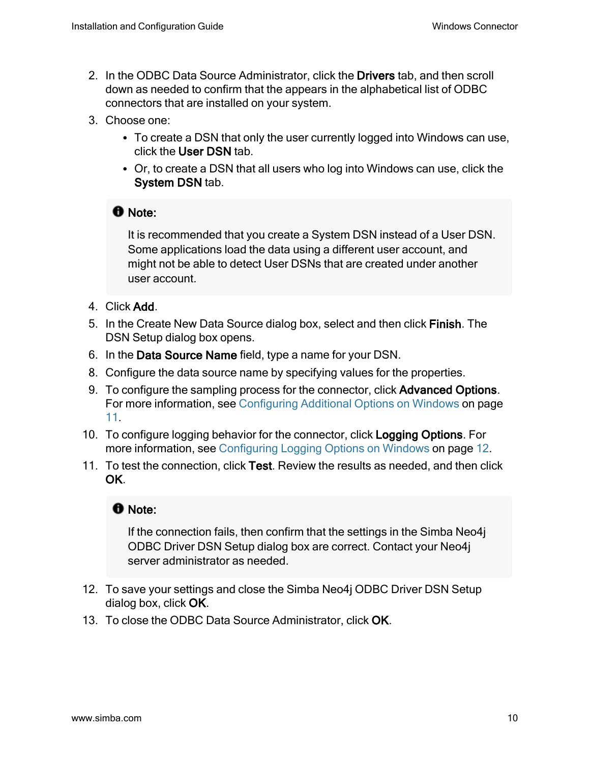2. In the ODBC Data Source Administrator, click the **Drivers** tab, and then scroll down as needed to confirm that the appears in the alphabetical list of ODBC connectors that are installed on your system.
3. Choose one:
   - To create a DSN that only the user currently logged into Windows can use, click the **User DSN** tab.
   - Or, to create a DSN that all users who log into Windows can use, click the **System DSN** tab.

> **Note:**
>
> It is recommended that you create a System DSN instead of a User DSN. Some applications load the data using a different user account, and might not be able to detect User DSNs that are created under another user account.

4. Click **Add**.
5. In the Create New Data Source dialog box, select and then click **Finish**. The DSN Setup dialog box opens.
6. In the **Data Source Name** field, type a name for your DSN.
8. Configure the data source name by specifying values for the properties.
9. To configure the sampling process for the connector, click **Advanced Options**. For more information, see Configuring Additional Options on Windows on page 11.
10. To configure logging behavior for the connector, click **Logging Options**. For more information, see Configuring Logging Options on Windows on page 12.
11. To test the connection, click **Test**. Review the results as needed, and then click **OK**.

> **Note:**
>
> If the connection fails, then confirm that the settings in the Simba Neo4j ODBC Driver DSN Setup dialog box are correct. Contact your Neo4j server administrator as needed.

12. To save your settings and close the Simba Neo4j ODBC Driver DSN Setup dialog box, click **OK**.
13. To close the ODBC Data Source Administrator, click **OK**.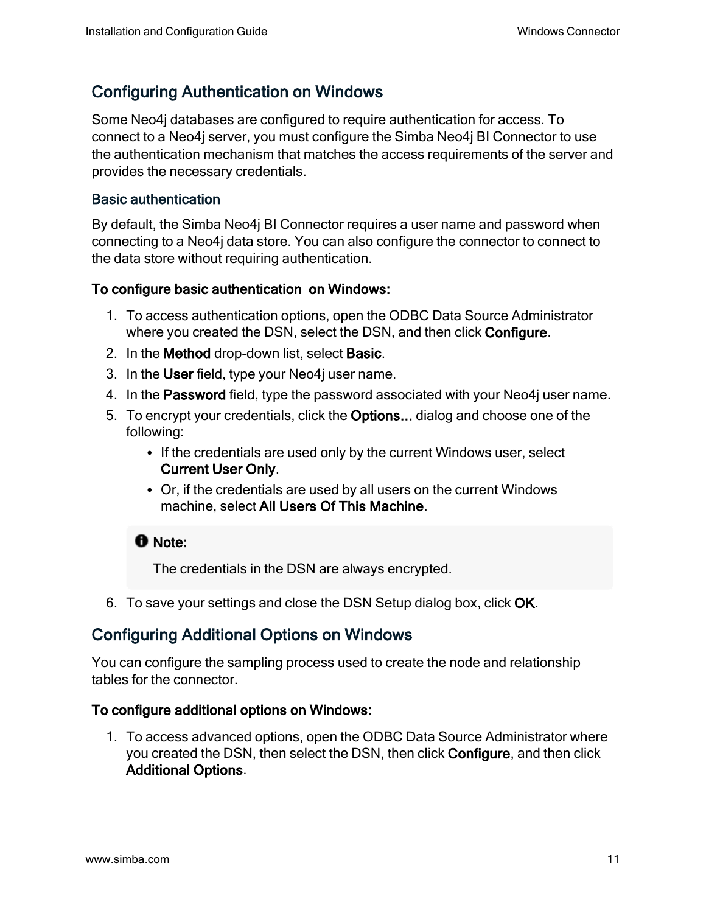## Configuring Authentication on Windows

Some Neo4j databases are configured to require authentication for access. To connect to a Neo4j server, you must configure the Simba Neo4j BI Connector to use the authentication mechanism that matches the access requirements of the server and provides the necessary credentials.

### Basic authentication

By default, the Simba Neo4j BI Connector requires a user name and password when connecting to a Neo4j data store. You can also configure the connector to connect to the data store without requiring authentication.

**To configure basic authentication on Windows:**

1. To access authentication options, open the ODBC Data Source Administrator where you created the DSN, select the DSN, and then click **Configure**.
2. In the **Method** drop-down list, select **Basic**.
3. In the **User** field, type your Neo4j user name.
4. In the **Password** field, type the password associated with your Neo4j user name.
5. To encrypt your credentials, click the **Options...** dialog and choose one of the following:
   - If the credentials are used only by the current Windows user, select **Current User Only**.
   - Or, if the credentials are used by all users on the current Windows machine, select **All Users Of This Machine**.

   > **Note:**
   >
   > The credentials in the DSN are always encrypted.

6. To save your settings and close the DSN Setup dialog box, click **OK**.

## Configuring Additional Options on Windows

You can configure the sampling process used to create the node and relationship tables for the connector.

**To configure additional options on Windows:**

1. To access advanced options, open the ODBC Data Source Administrator where you created the DSN, then select the DSN, then click **Configure**, and then click **Additional Options**.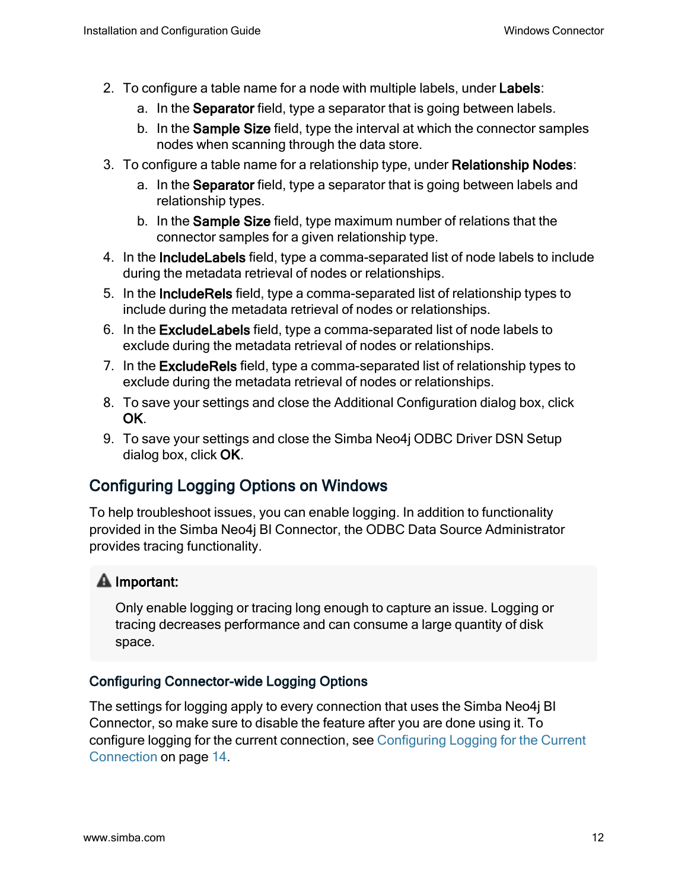2. To configure a table name for a node with multiple labels, under **Labels**:
   a. In the **Separator** field, type a separator that is going between labels.
   b. In the **Sample Size** field, type the interval at which the connector samples nodes when scanning through the data store.
3. To configure a table name for a relationship type, under **Relationship Nodes**:
   a. In the **Separator** field, type a separator that is going between labels and relationship types.
   b. In the **Sample Size** field, type maximum number of relations that the connector samples for a given relationship type.
4. In the **IncludeLabels** field, type a comma-separated list of node labels to include during the metadata retrieval of nodes or relationships.
5. In the **IncludeRels** field, type a comma-separated list of relationship types to include during the metadata retrieval of nodes or relationships.
6. In the **ExcludeLabels** field, type a comma-separated list of node labels to exclude during the metadata retrieval of nodes or relationships.
7. In the **ExcludeRels** field, type a comma-separated list of relationship types to exclude during the metadata retrieval of nodes or relationships.
8. To save your settings and close the Additional Configuration dialog box, click **OK**.
9. To save your settings and close the Simba Neo4j ODBC Driver DSN Setup dialog box, click **OK**.

## Configuring Logging Options on Windows

To help troubleshoot issues, you can enable logging. In addition to functionality provided in the Simba Neo4j BI Connector, the ODBC Data Source Administrator provides tracing functionality.

> **Important:**
>
> Only enable logging or tracing long enough to capture an issue. Logging or tracing decreases performance and can consume a large quantity of disk space.

### Configuring Connector-wide Logging Options

The settings for logging apply to every connection that uses the Simba Neo4j BI Connector, so make sure to disable the feature after you are done using it. To configure logging for the current connection, see Configuring Logging for the Current Connection on page 14.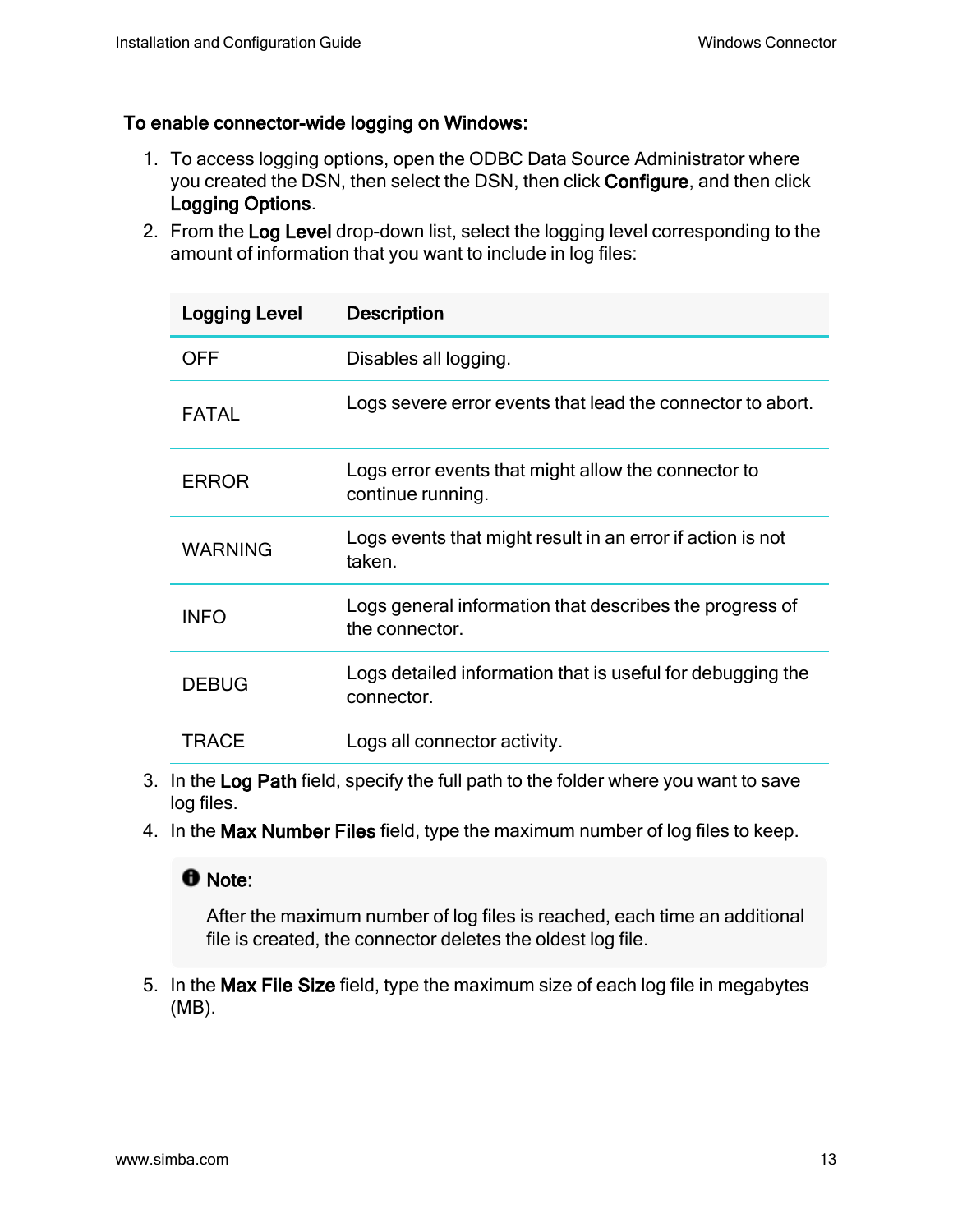**To enable connector-wide logging on Windows:**

1. To access logging options, open the ODBC Data Source Administrator where you created the DSN, then select the DSN, then click **Configure**, and then click **Logging Options**.
2. From the **Log Level** drop-down list, select the logging level corresponding to the amount of information that you want to include in log files:

| Logging Level | Description |
|---|---|
| OFF | Disables all logging. |
| FATAL | Logs severe error events that lead the connector to abort. |
| ERROR | Logs error events that might allow the connector to continue running. |
| WARNING | Logs events that might result in an error if action is not taken. |
| INFO | Logs general information that describes the progress of the connector. |
| DEBUG | Logs detailed information that is useful for debugging the connector. |
| TRACE | Logs all connector activity. |

3. In the **Log Path** field, specify the full path to the folder where you want to save log files.
4. In the **Max Number Files** field, type the maximum number of log files to keep.

> **Note:**
>
> After the maximum number of log files is reached, each time an additional file is created, the connector deletes the oldest log file.

5. In the **Max File Size** field, type the maximum size of each log file in megabytes (MB).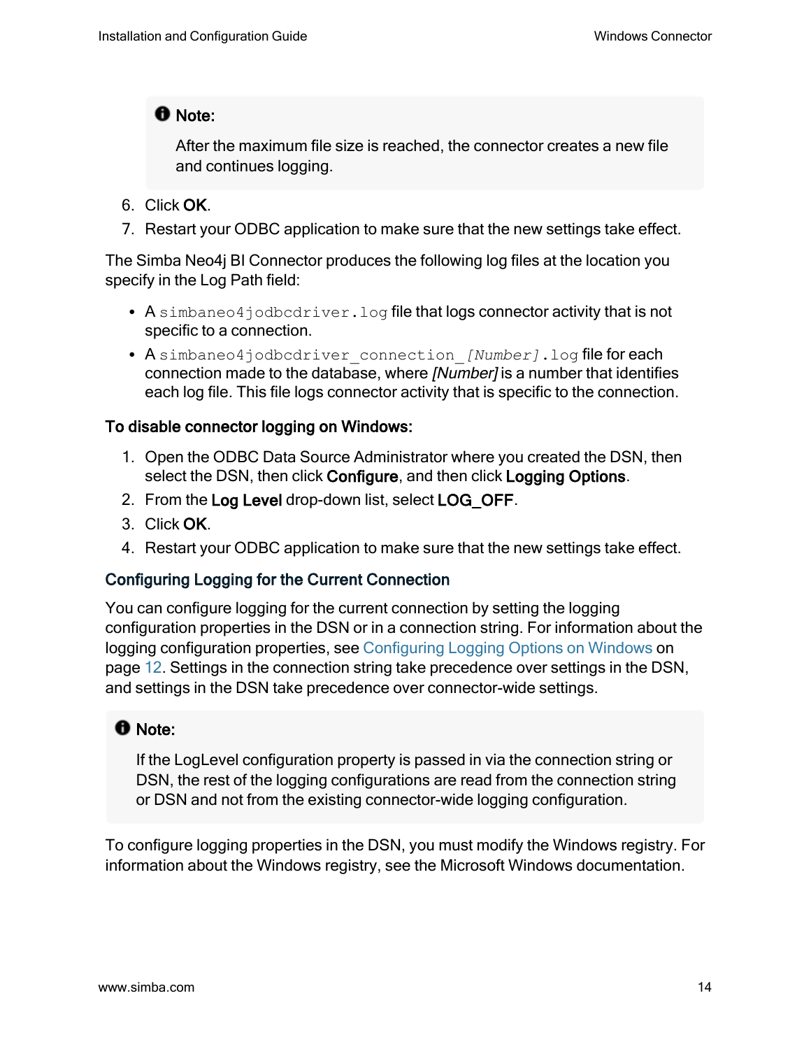> **Note:**
>
> After the maximum file size is reached, the connector creates a new file and continues logging.

6. Click **OK**.
7. Restart your ODBC application to make sure that the new settings take effect.

The Simba Neo4j BI Connector produces the following log files at the location you specify in the Log Path field:

- A `simbaneo4jodbcdriver.log` file that logs connector activity that is not specific to a connection.
- A `simbaneo4jodbcdriver_connection_[Number].log` file for each connection made to the database, where *[Number]* is a number that identifies each log file. This file logs connector activity that is specific to the connection.

**To disable connector logging on Windows:**

1. Open the ODBC Data Source Administrator where you created the DSN, then select the DSN, then click **Configure**, and then click **Logging Options**.
2. From the **Log Level** drop-down list, select **LOG_OFF**.
3. Click **OK**.
4. Restart your ODBC application to make sure that the new settings take effect.

### Configuring Logging for the Current Connection

You can configure logging for the current connection by setting the logging configuration properties in the DSN or in a connection string. For information about the logging configuration properties, see Configuring Logging Options on Windows on page 12. Settings in the connection string take precedence over settings in the DSN, and settings in the DSN take precedence over connector-wide settings.

> **Note:**
>
> If the LogLevel configuration property is passed in via the connection string or DSN, the rest of the logging configurations are read from the connection string or DSN and not from the existing connector-wide logging configuration.

To configure logging properties in the DSN, you must modify the Windows registry. For information about the Windows registry, see the Microsoft Windows documentation.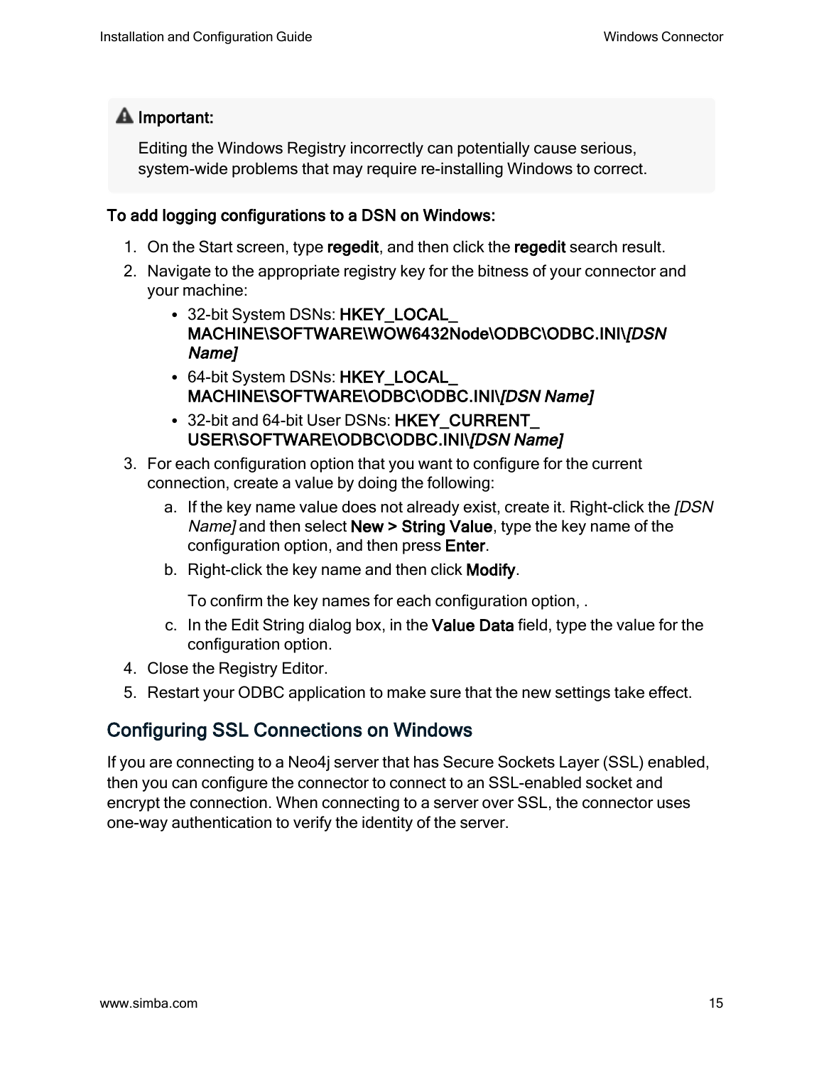> **Important:**
>
> Editing the Windows Registry incorrectly can potentially cause serious, system-wide problems that may require re-installing Windows to correct.

**To add logging configurations to a DSN on Windows:**

1. On the Start screen, type **regedit**, and then click the **regedit** search result.
2. Navigate to the appropriate registry key for the bitness of your connector and your machine:
   - 32-bit System DSNs: **HKEY_LOCAL_MACHINE\SOFTWARE\WOW6432Node\ODBC\ODBC.INI\\*[DSN Name]***
   - 64-bit System DSNs: **HKEY_LOCAL_MACHINE\SOFTWARE\ODBC\ODBC.INI\\*[DSN Name]***
   - 32-bit and 64-bit User DSNs: **HKEY_CURRENT_USER\SOFTWARE\ODBC\ODBC.INI\\*[DSN Name]***
3. For each configuration option that you want to configure for the current connection, create a value by doing the following:
   a. If the key name value does not already exist, create it. Right-click the *[DSN Name]* and then select **New > String Value**, type the key name of the configuration option, and then press **Enter**.
   b. Right-click the key name and then click **Modify**.

      To confirm the key names for each configuration option, .
   c. In the Edit String dialog box, in the **Value Data** field, type the value for the configuration option.
4. Close the Registry Editor.
5. Restart your ODBC application to make sure that the new settings take effect.

## Configuring SSL Connections on Windows

If you are connecting to a Neo4j server that has Secure Sockets Layer (SSL) enabled, then you can configure the connector to connect to an SSL-enabled socket and encrypt the connection. When connecting to a server over SSL, the connector uses one-way authentication to verify the identity of the server.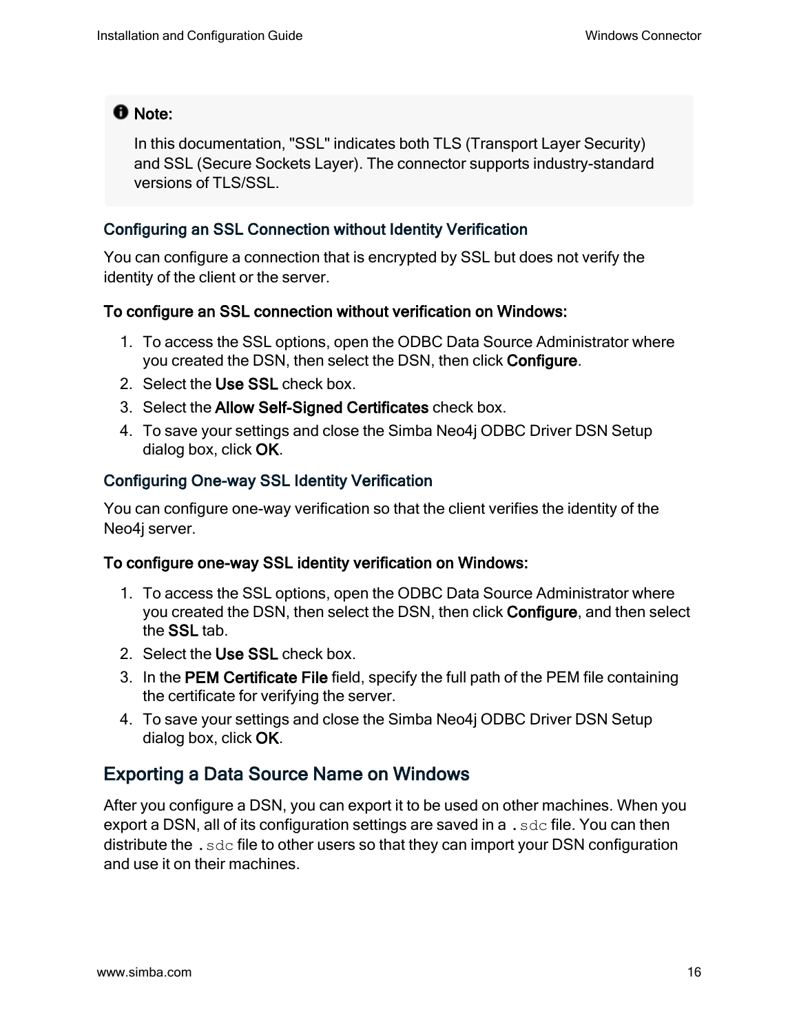> **Note:**
>
> In this documentation, "SSL" indicates both TLS (Transport Layer Security) and SSL (Secure Sockets Layer). The connector supports industry-standard versions of TLS/SSL.

### Configuring an SSL Connection without Identity Verification

You can configure a connection that is encrypted by SSL but does not verify the identity of the client or the server.

#### To configure an SSL connection without verification on Windows:

1. To access the SSL options, open the ODBC Data Source Administrator where you created the DSN, then select the DSN, then click **Configure**.
2. Select the **Use SSL** check box.
3. Select the **Allow Self-Signed Certificates** check box.
4. To save your settings and close the Simba Neo4j ODBC Driver DSN Setup dialog box, click **OK**.

### Configuring One-way SSL Identity Verification

You can configure one-way verification so that the client verifies the identity of the Neo4j server.

#### To configure one-way SSL identity verification on Windows:

1. To access the SSL options, open the ODBC Data Source Administrator where you created the DSN, then select the DSN, then click **Configure**, and then select the **SSL** tab.
2. Select the **Use SSL** check box.
3. In the **PEM Certificate File** field, specify the full path of the PEM file containing the certificate for verifying the server.
4. To save your settings and close the Simba Neo4j ODBC Driver DSN Setup dialog box, click **OK**.

## Exporting a Data Source Name on Windows

After you configure a DSN, you can export it to be used on other machines. When you export a DSN, all of its configuration settings are saved in a `.sdc` file. You can then distribute the `.sdc` file to other users so that they can import your DSN configuration and use it on their machines.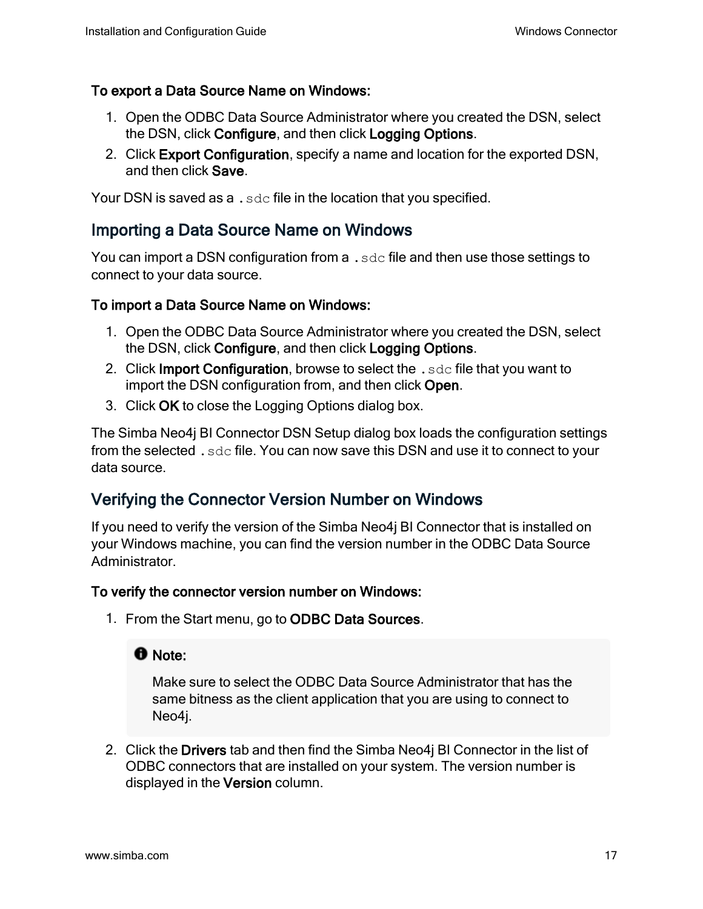**To export a Data Source Name on Windows:**

1. Open the ODBC Data Source Administrator where you created the DSN, select the DSN, click **Configure**, and then click **Logging Options**.
2. Click **Export Configuration**, specify a name and location for the exported DSN, and then click **Save**.

Your DSN is saved as a `.sdc` file in the location that you specified.

## Importing a Data Source Name on Windows

You can import a DSN configuration from a `.sdc` file and then use those settings to connect to your data source.

**To import a Data Source Name on Windows:**

1. Open the ODBC Data Source Administrator where you created the DSN, select the DSN, click **Configure**, and then click **Logging Options**.
2. Click **Import Configuration**, browse to select the `.sdc` file that you want to import the DSN configuration from, and then click **Open**.
3. Click **OK** to close the Logging Options dialog box.

The Simba Neo4j BI Connector DSN Setup dialog box loads the configuration settings from the selected `.sdc` file. You can now save this DSN and use it to connect to your data source.

## Verifying the Connector Version Number on Windows

If you need to verify the version of the Simba Neo4j BI Connector that is installed on your Windows machine, you can find the version number in the ODBC Data Source Administrator.

**To verify the connector version number on Windows:**

1. From the Start menu, go to **ODBC Data Sources**.

   > **Note:**
   >
   > Make sure to select the ODBC Data Source Administrator that has the same bitness as the client application that you are using to connect to Neo4j.

2. Click the **Drivers** tab and then find the Simba Neo4j BI Connector in the list of ODBC connectors that are installed on your system. The version number is displayed in the **Version** column.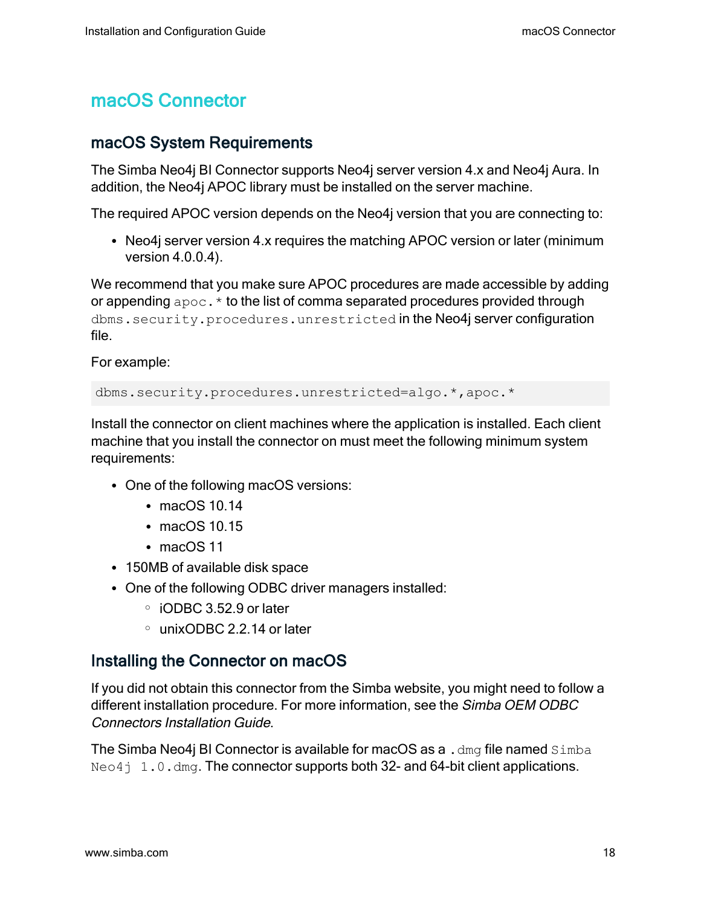# macOS Connector

## macOS System Requirements

The Simba Neo4j BI Connector supports Neo4j server version 4.x and Neo4j Aura. In addition, the Neo4j APOC library must be installed on the server machine.

The required APOC version depends on the Neo4j version that you are connecting to:

- Neo4j server version 4.x requires the matching APOC version or later (minimum version 4.0.0.4).

We recommend that you make sure APOC procedures are made accessible by adding or appending `apoc.*` to the list of comma separated procedures provided through `dbms.security.procedures.unrestricted` in the Neo4j server configuration file.

For example:

```
dbms.security.procedures.unrestricted=algo.*,apoc.*
```

Install the connector on client machines where the application is installed. Each client machine that you install the connector on must meet the following minimum system requirements:

- One of the following macOS versions:
  - macOS 10.14
  - macOS 10.15
  - macOS 11
- 150MB of available disk space
- One of the following ODBC driver managers installed:
  - iODBC 3.52.9 or later
  - unixODBC 2.2.14 or later

## Installing the Connector on macOS

If you did not obtain this connector from the Simba website, you might need to follow a different installation procedure. For more information, see the *Simba OEM ODBC Connectors Installation Guide*.

The Simba Neo4j BI Connector is available for macOS as a `.dmg` file named `Simba Neo4j 1.0.dmg`. The connector supports both 32- and 64-bit client applications.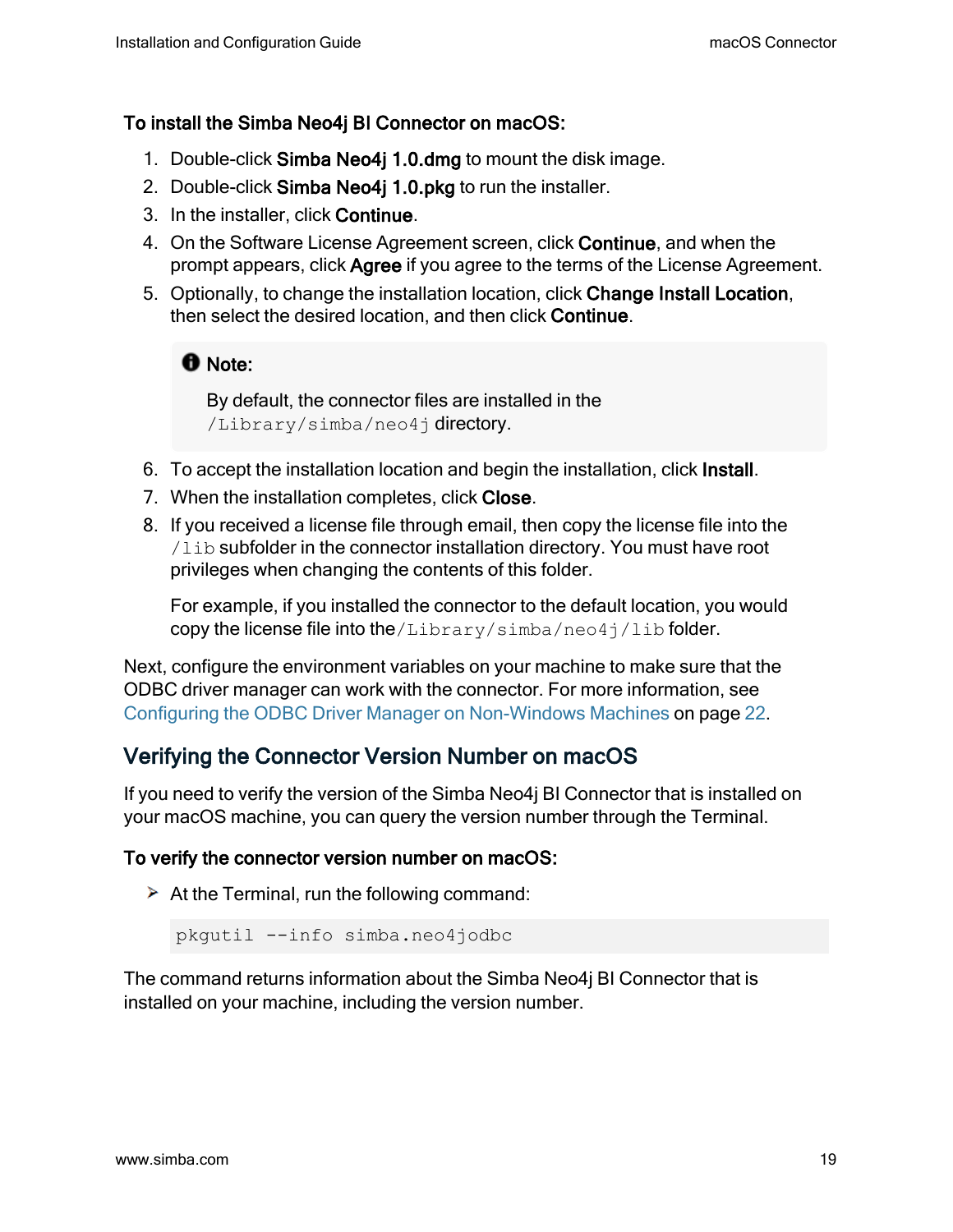**To install the Simba Neo4j BI Connector on macOS:**

1. Double-click **Simba Neo4j 1.0.dmg** to mount the disk image.
2. Double-click **Simba Neo4j 1.0.pkg** to run the installer.
3. In the installer, click **Continue**.
4. On the Software License Agreement screen, click **Continue**, and when the prompt appears, click **Agree** if you agree to the terms of the License Agreement.
5. Optionally, to change the installation location, click **Change Install Location**, then select the desired location, and then click **Continue**.

   > **Note:**
   >
   > By default, the connector files are installed in the `/Library/simba/neo4j` directory.

6. To accept the installation location and begin the installation, click **Install**.
7. When the installation completes, click **Close**.
8. If you received a license file through email, then copy the license file into the `/lib` subfolder in the connector installation directory. You must have root privileges when changing the contents of this folder.

   For example, if you installed the connector to the default location, you would copy the license file into the `/Library/simba/neo4j/lib` folder.

Next, configure the environment variables on your machine to make sure that the ODBC driver manager can work with the connector. For more information, see Configuring the ODBC Driver Manager on Non-Windows Machines on page 22.

## Verifying the Connector Version Number on macOS

If you need to verify the version of the Simba Neo4j BI Connector that is installed on your macOS machine, you can query the version number through the Terminal.

**To verify the connector version number on macOS:**

- At the Terminal, run the following command:

```
pkgutil --info simba.neo4jodbc
```

The command returns information about the Simba Neo4j BI Connector that is installed on your machine, including the version number.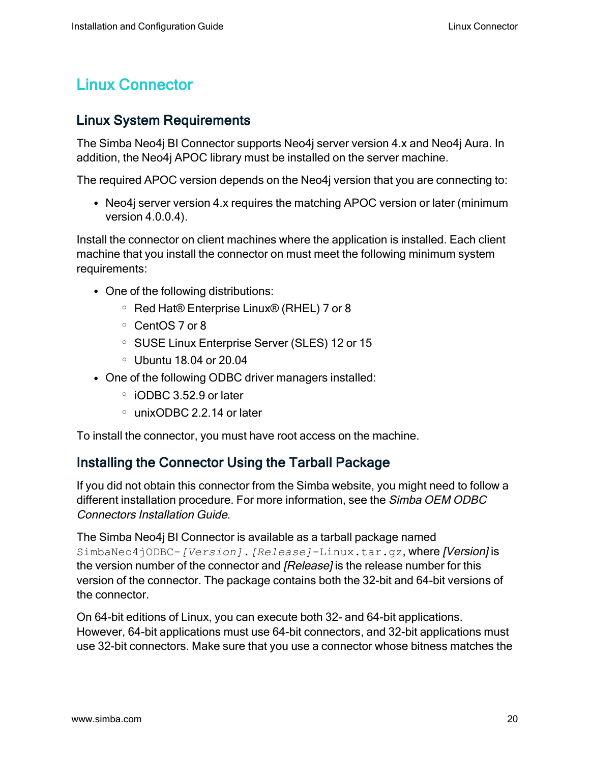# Linux Connector

## Linux System Requirements

The Simba Neo4j BI Connector supports Neo4j server version 4.x and Neo4j Aura. In addition, the Neo4j APOC library must be installed on the server machine.

The required APOC version depends on the Neo4j version that you are connecting to:

- Neo4j server version 4.x requires the matching APOC version or later (minimum version 4.0.0.4).

Install the connector on client machines where the application is installed. Each client machine that you install the connector on must meet the following minimum system requirements:

- One of the following distributions:
  - Red Hat® Enterprise Linux® (RHEL) 7 or 8
  - CentOS 7 or 8
  - SUSE Linux Enterprise Server (SLES) 12 or 15
  - Ubuntu 18.04 or 20.04
- One of the following ODBC driver managers installed:
  - iODBC 3.52.9 or later
  - unixODBC 2.2.14 or later

To install the connector, you must have root access on the machine.

## Installing the Connector Using the Tarball Package

If you did not obtain this connector from the Simba website, you might need to follow a different installation procedure. For more information, see the *Simba OEM ODBC Connectors Installation Guide*.

The Simba Neo4j BI Connector is available as a tarball package named `SimbaNeo4jODBC-[Version].[Release]-Linux.tar.gz`, where *[Version]* is the version number of the connector and *[Release]* is the release number for this version of the connector. The package contains both the 32-bit and 64-bit versions of the connector.

On 64-bit editions of Linux, you can execute both 32- and 64-bit applications. However, 64-bit applications must use 64-bit connectors, and 32-bit applications must use 32-bit connectors. Make sure that you use a connector whose bitness matches the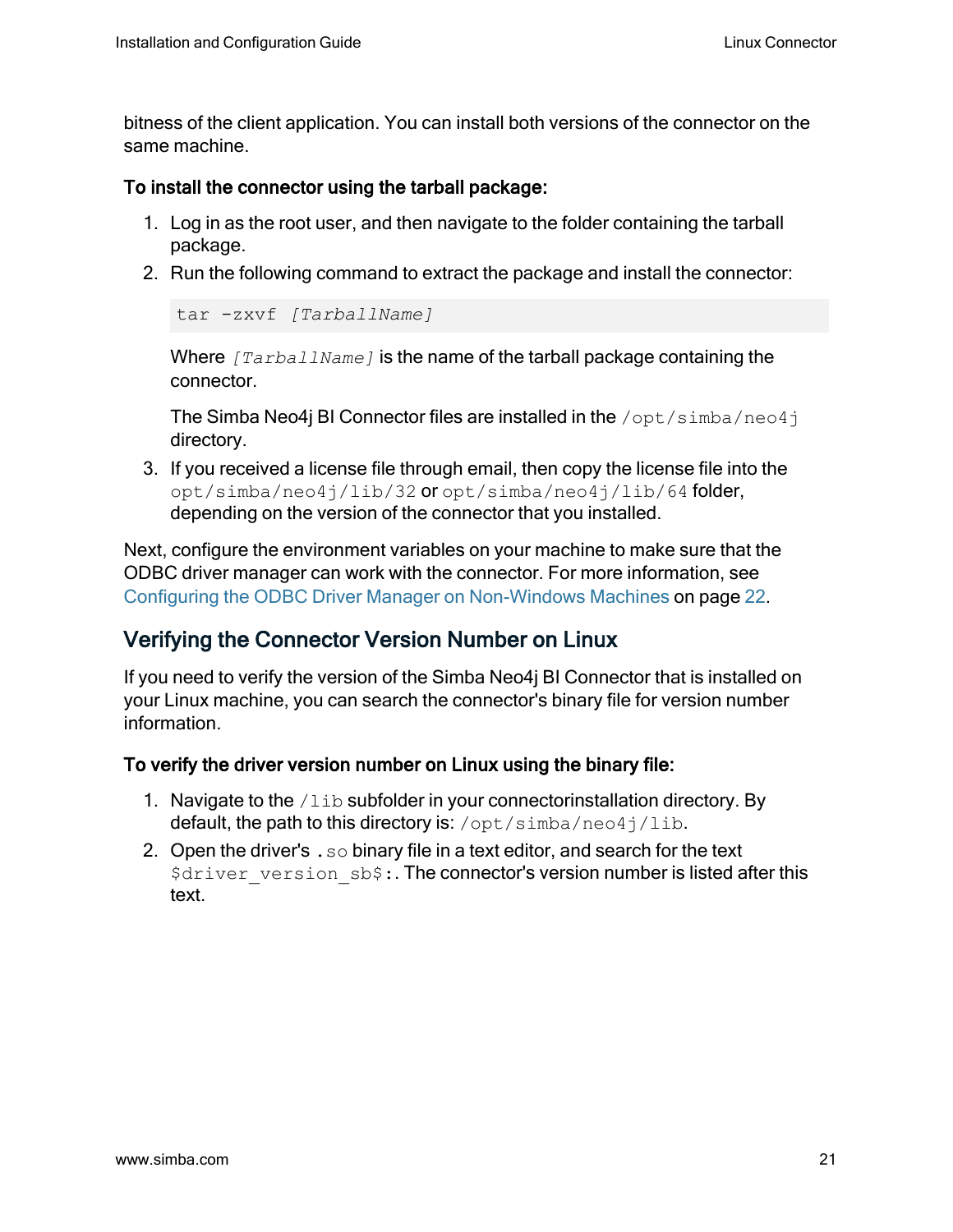bitness of the client application. You can install both versions of the connector on the same machine.

**To install the connector using the tarball package:**

1. Log in as the root user, and then navigate to the folder containing the tarball package.
2. Run the following command to extract the package and install the connector:

   ```
   tar -zxvf [TarballName]
   ```

   Where `[TarballName]` is the name of the tarball package containing the connector.

   The Simba Neo4j BI Connector files are installed in the `/opt/simba/neo4j` directory.
3. If you received a license file through email, then copy the license file into the `opt/simba/neo4j/lib/32` or `opt/simba/neo4j/lib/64` folder, depending on the version of the connector that you installed.

Next, configure the environment variables on your machine to make sure that the ODBC driver manager can work with the connector. For more information, see Configuring the ODBC Driver Manager on Non-Windows Machines on page 22.

## Verifying the Connector Version Number on Linux

If you need to verify the version of the Simba Neo4j BI Connector that is installed on your Linux machine, you can search the connector's binary file for version number information.

**To verify the driver version number on Linux using the binary file:**

1. Navigate to the `/lib` subfolder in your connectorinstallation directory. By default, the path to this directory is: `/opt/simba/neo4j/lib`.
2. Open the driver's `.so` binary file in a text editor, and search for the text `$driver_version_sb$:`. The connector's version number is listed after this text.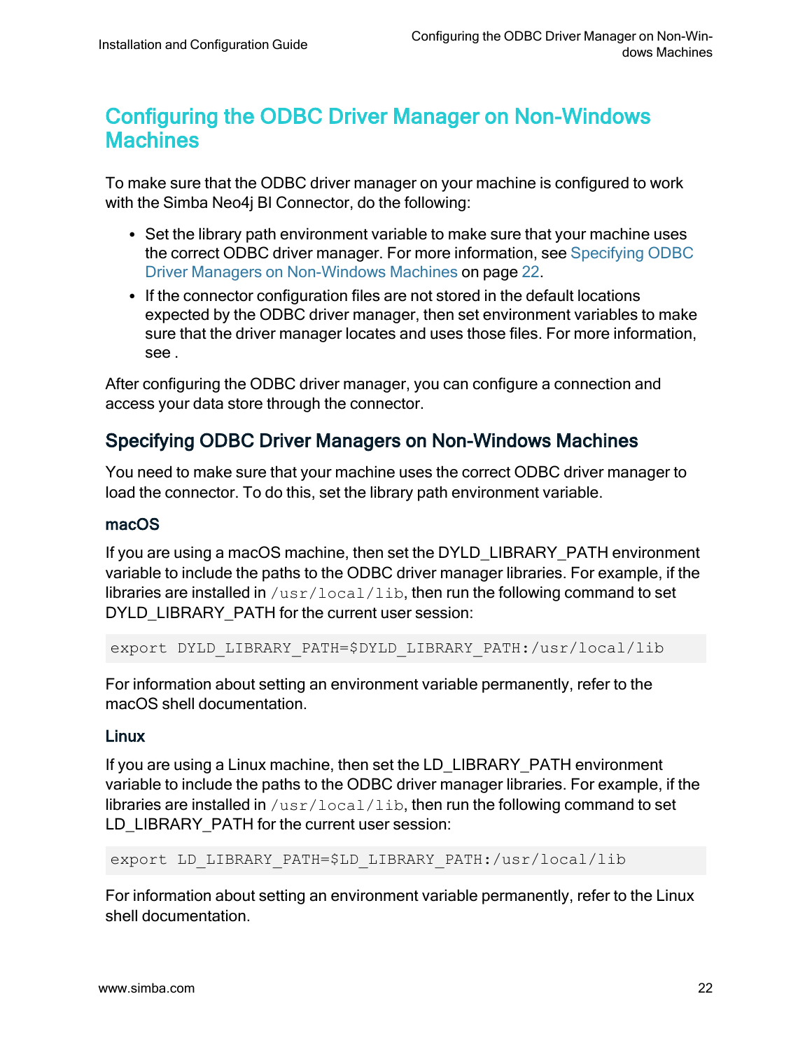# Configuring the ODBC Driver Manager on Non-Windows Machines

To make sure that the ODBC driver manager on your machine is configured to work with the Simba Neo4j BI Connector, do the following:

- Set the library path environment variable to make sure that your machine uses the correct ODBC driver manager. For more information, see Specifying ODBC Driver Managers on Non-Windows Machines on page 22.
- If the connector configuration files are not stored in the default locations expected by the ODBC driver manager, then set environment variables to make sure that the driver manager locates and uses those files. For more information, see .

After configuring the ODBC driver manager, you can configure a connection and access your data store through the connector.

## Specifying ODBC Driver Managers on Non-Windows Machines

You need to make sure that your machine uses the correct ODBC driver manager to load the connector. To do this, set the library path environment variable.

### macOS

If you are using a macOS machine, then set the DYLD_LIBRARY_PATH environment variable to include the paths to the ODBC driver manager libraries. For example, if the libraries are installed in `/usr/local/lib`, then run the following command to set DYLD_LIBRARY_PATH for the current user session:

```
export DYLD_LIBRARY_PATH=$DYLD_LIBRARY_PATH:/usr/local/lib
```

For information about setting an environment variable permanently, refer to the macOS shell documentation.

### Linux

If you are using a Linux machine, then set the LD_LIBRARY_PATH environment variable to include the paths to the ODBC driver manager libraries. For example, if the libraries are installed in `/usr/local/lib`, then run the following command to set LD_LIBRARY_PATH for the current user session:

```
export LD_LIBRARY_PATH=$LD_LIBRARY_PATH:/usr/local/lib
```

For information about setting an environment variable permanently, refer to the Linux shell documentation.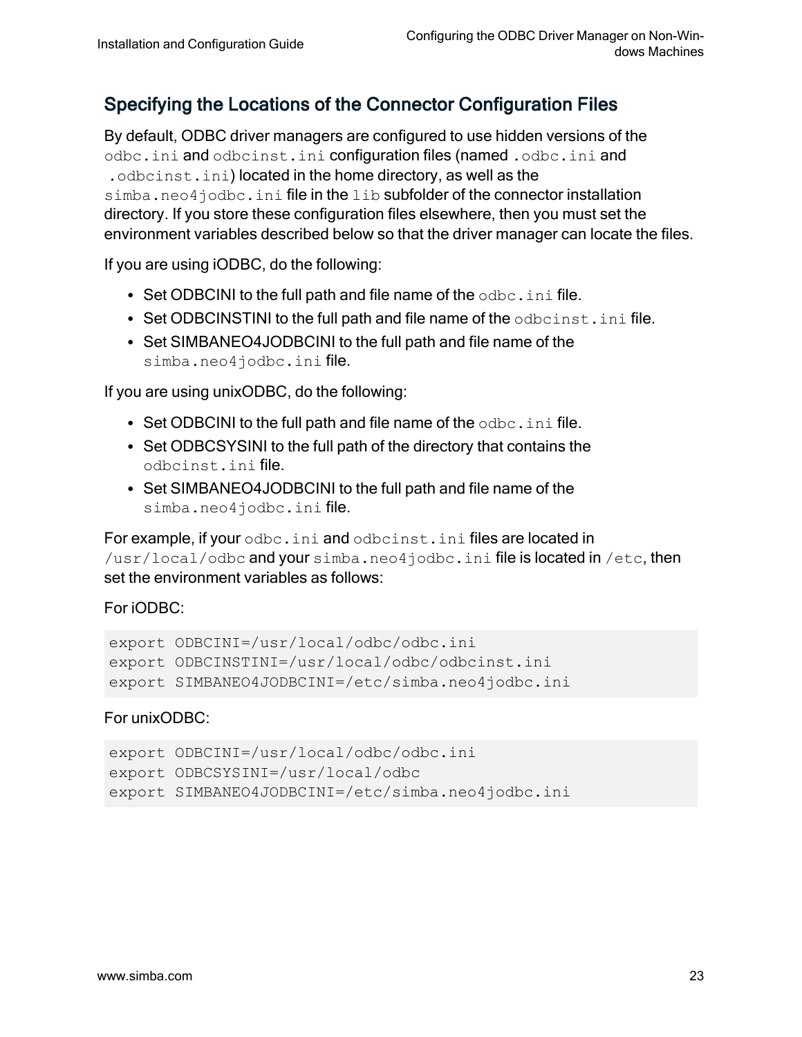## Specifying the Locations of the Connector Configuration Files

By default, ODBC driver managers are configured to use hidden versions of the `odbc.ini` and `odbcinst.ini` configuration files (named `.odbc.ini` and `.odbcinst.ini`) located in the home directory, as well as the `simba.neo4jodbc.ini` file in the `lib` subfolder of the connector installation directory. If you store these configuration files elsewhere, then you must set the environment variables described below so that the driver manager can locate the files.

If you are using iODBC, do the following:

- Set ODBCINI to the full path and file name of the `odbc.ini` file.
- Set ODBCINSTINI to the full path and file name of the `odbcinst.ini` file.
- Set SIMBANEO4JODBCINI to the full path and file name of the `simba.neo4jodbc.ini` file.

If you are using unixODBC, do the following:

- Set ODBCINI to the full path and file name of the `odbc.ini` file.
- Set ODBCSYSINI to the full path of the directory that contains the `odbcinst.ini` file.
- Set SIMBANEO4JODBCINI to the full path and file name of the `simba.neo4jodbc.ini` file.

For example, if your `odbc.ini` and `odbcinst.ini` files are located in `/usr/local/odbc` and your `simba.neo4jodbc.ini` file is located in `/etc`, then set the environment variables as follows:

For iODBC:

```
export ODBCINI=/usr/local/odbc/odbc.ini
export ODBCINSTINI=/usr/local/odbc/odbcinst.ini
export SIMBANEO4JODBCINI=/etc/simba.neo4jodbc.ini
```

For unixODBC:

```
export ODBCINI=/usr/local/odbc/odbc.ini
export ODBCSYSINI=/usr/local/odbc
export SIMBANEO4JODBCINI=/etc/simba.neo4jodbc.ini
```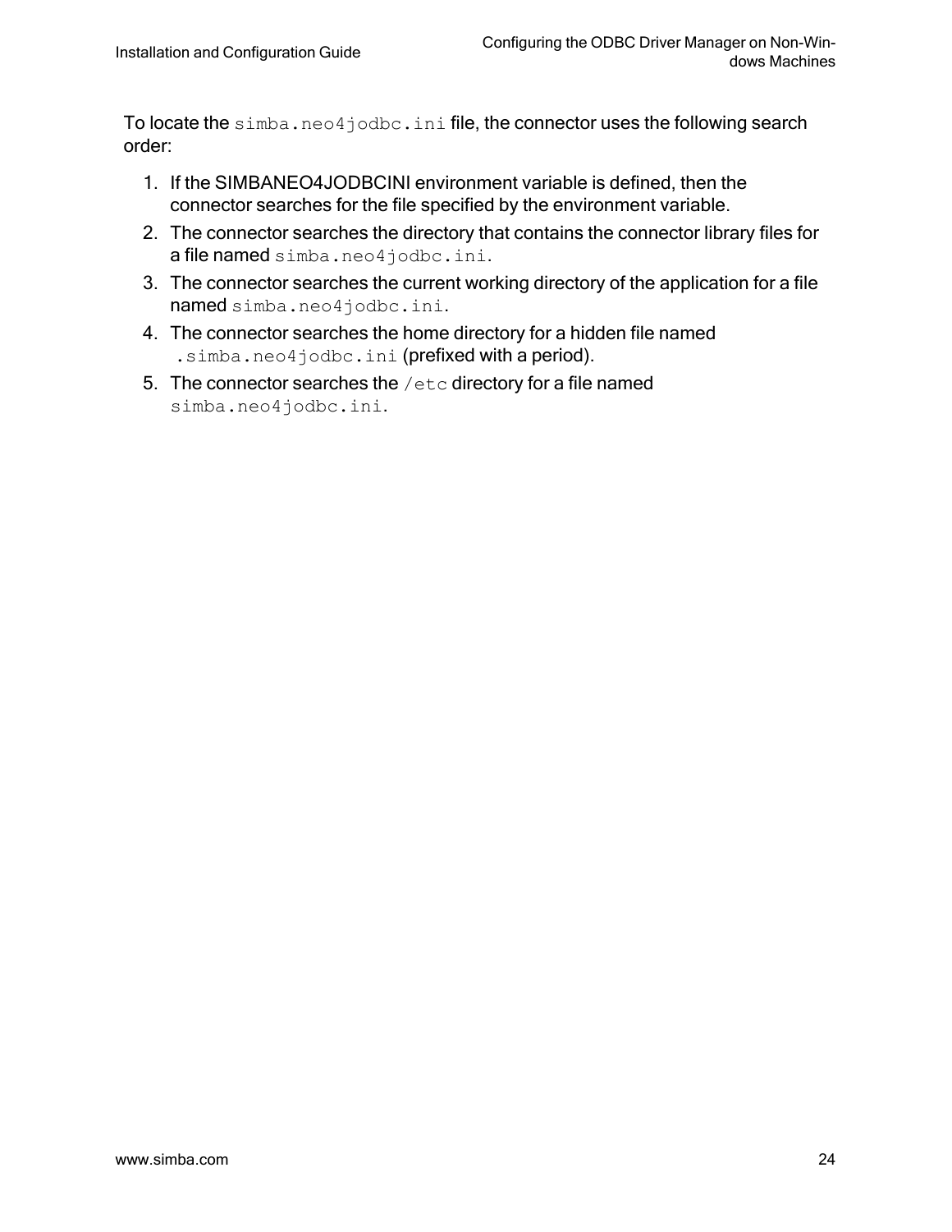To locate the `simba.neo4jodbc.ini` file, the connector uses the following search order:

1. If the SIMBANEO4JODBCINI environment variable is defined, then the connector searches for the file specified by the environment variable.
2. The connector searches the directory that contains the connector library files for a file named `simba.neo4jodbc.ini`.
3. The connector searches the current working directory of the application for a file named `simba.neo4jodbc.ini`.
4. The connector searches the home directory for a hidden file named `.simba.neo4jodbc.ini` (prefixed with a period).
5. The connector searches the `/etc` directory for a file named `simba.neo4jodbc.ini`.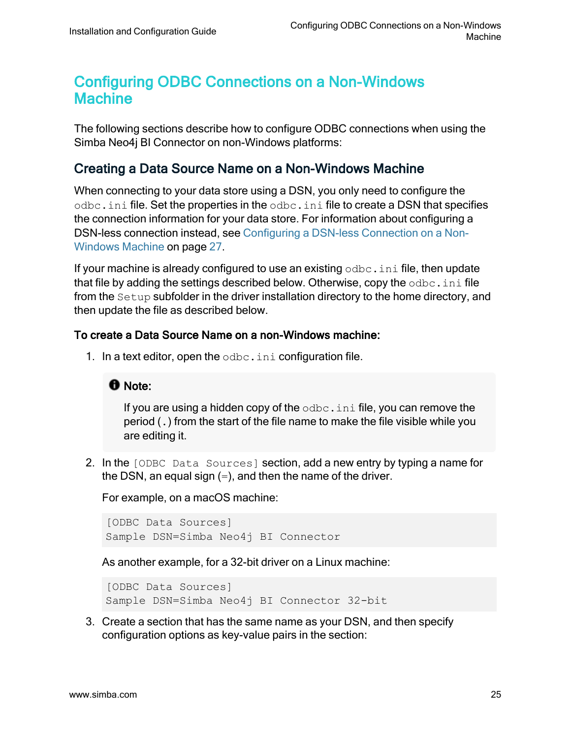# Configuring ODBC Connections on a Non-Windows Machine

The following sections describe how to configure ODBC connections when using the Simba Neo4j BI Connector on non-Windows platforms:

## Creating a Data Source Name on a Non-Windows Machine

When connecting to your data store using a DSN, you only need to configure the `odbc.ini` file. Set the properties in the `odbc.ini` file to create a DSN that specifies the connection information for your data store. For information about configuring a DSN-less connection instead, see Configuring a DSN-less Connection on a Non-Windows Machine on page 27.

If your machine is already configured to use an existing `odbc.ini` file, then update that file by adding the settings described below. Otherwise, copy the `odbc.ini` file from the `Setup` subfolder in the driver installation directory to the home directory, and then update the file as described below.

**To create a Data Source Name on a non-Windows machine:**

1. In a text editor, open the `odbc.ini` configuration file.

   > **Note:**
   >
   > If you are using a hidden copy of the `odbc.ini` file, you can remove the period (`.`) from the start of the file name to make the file visible while you are editing it.

2. In the `[ODBC Data Sources]` section, add a new entry by typing a name for the DSN, an equal sign (=), and then the name of the driver.

   For example, on a macOS machine:

   ```
   [ODBC Data Sources]
   Sample DSN=Simba Neo4j BI Connector
   ```

   As another example, for a 32-bit driver on a Linux machine:

   ```
   [ODBC Data Sources]
   Sample DSN=Simba Neo4j BI Connector 32-bit
   ```

3. Create a section that has the same name as your DSN, and then specify configuration options as key-value pairs in the section: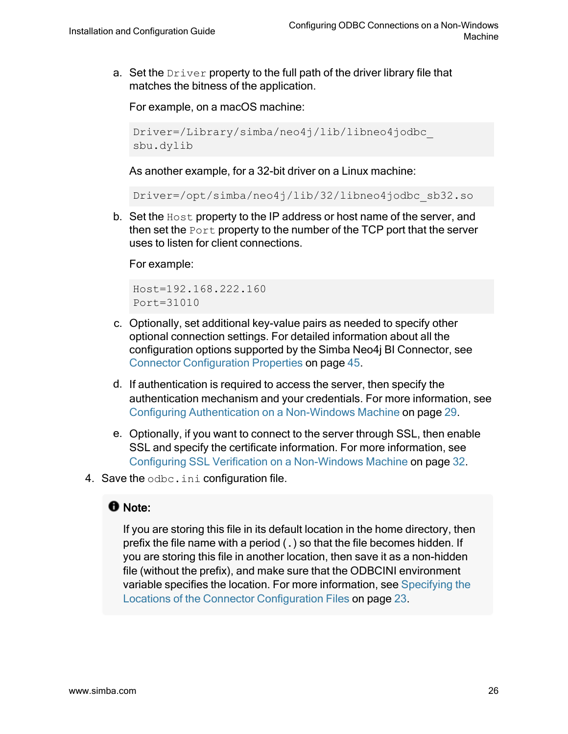a. Set the `Driver` property to the full path of the driver library file that matches the bitness of the application.

   For example, on a macOS machine:

   ```
   Driver=/Library/simba/neo4j/lib/libneo4jodbc_
   sbu.dylib
   ```

   As another example, for a 32-bit driver on a Linux machine:

   ```
   Driver=/opt/simba/neo4j/lib/32/libneo4jodbc_sb32.so
   ```

b. Set the `Host` property to the IP address or host name of the server, and then set the `Port` property to the number of the TCP port that the server uses to listen for client connections.

   For example:

   ```
   Host=192.168.222.160
   Port=31010
   ```

c. Optionally, set additional key-value pairs as needed to specify other optional connection settings. For detailed information about all the configuration options supported by the Simba Neo4j BI Connector, see Connector Configuration Properties on page 45.

d. If authentication is required to access the server, then specify the authentication mechanism and your credentials. For more information, see Configuring Authentication on a Non-Windows Machine on page 29.

e. Optionally, if you want to connect to the server through SSL, then enable SSL and specify the certificate information. For more information, see Configuring SSL Verification on a Non-Windows Machine on page 32.

4. Save the `odbc.ini` configuration file.

> **Note:**
>
> If you are storing this file in its default location in the home directory, then prefix the file name with a period (`.`) so that the file becomes hidden. If you are storing this file in another location, then save it as a non-hidden file (without the prefix), and make sure that the ODBCINI environment variable specifies the location. For more information, see Specifying the Locations of the Connector Configuration Files on page 23.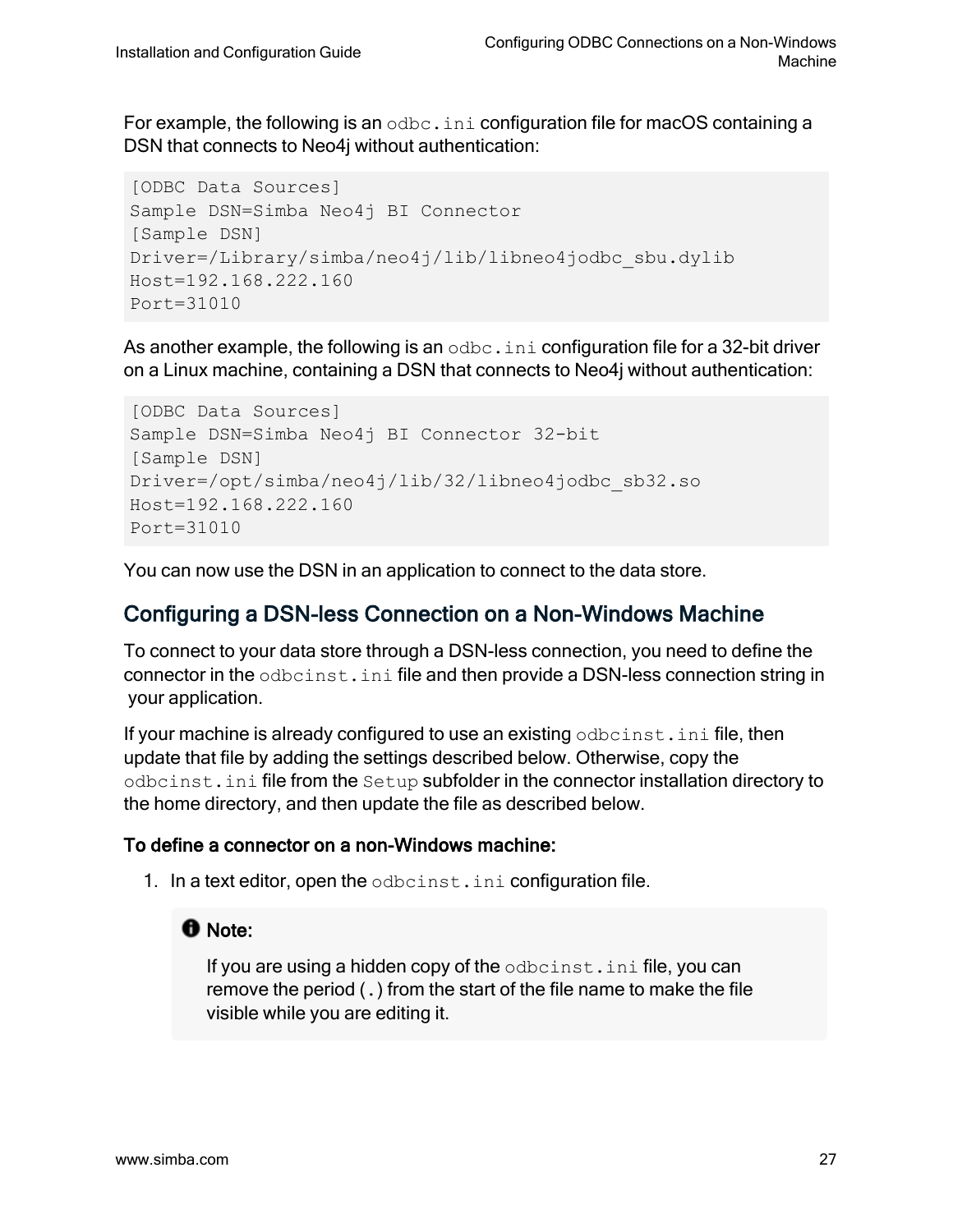For example, the following is an `odbc.ini` configuration file for macOS containing a DSN that connects to Neo4j without authentication:

```
[ODBC Data Sources]
Sample DSN=Simba Neo4j BI Connector
[Sample DSN]
Driver=/Library/simba/neo4j/lib/libneo4jodbc_sbu.dylib
Host=192.168.222.160
Port=31010
```

As another example, the following is an `odbc.ini` configuration file for a 32-bit driver on a Linux machine, containing a DSN that connects to Neo4j without authentication:

```
[ODBC Data Sources]
Sample DSN=Simba Neo4j BI Connector 32-bit
[Sample DSN]
Driver=/opt/simba/neo4j/lib/32/libneo4jodbc_sb32.so
Host=192.168.222.160
Port=31010
```

You can now use the DSN in an application to connect to the data store.

## Configuring a DSN-less Connection on a Non-Windows Machine

To connect to your data store through a DSN-less connection, you need to define the connector in the `odbcinst.ini` file and then provide a DSN-less connection string in your application.

If your machine is already configured to use an existing `odbcinst.ini` file, then update that file by adding the settings described below. Otherwise, copy the `odbcinst.ini` file from the `Setup` subfolder in the connector installation directory to the home directory, and then update the file as described below.

**To define a connector on a non-Windows machine:**

1. In a text editor, open the `odbcinst.ini` configuration file.

   > **Note:**
   >
   > If you are using a hidden copy of the `odbcinst.ini` file, you can remove the period (`.`) from the start of the file name to make the file visible while you are editing it.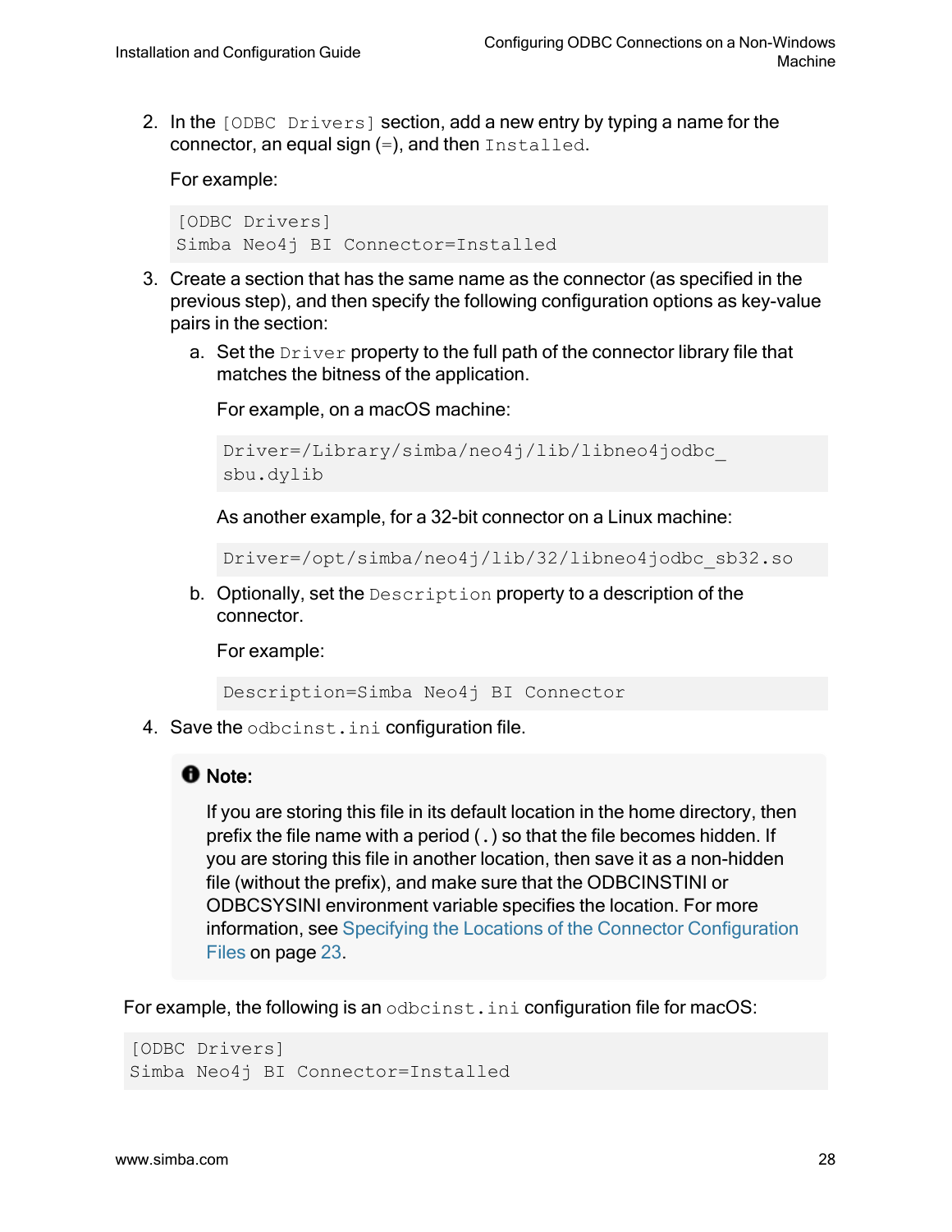2. In the `[ODBC Drivers]` section, add a new entry by typing a name for the connector, an equal sign (=), and then `Installed`.

   For example:

   ```
   [ODBC Drivers]
   Simba Neo4j BI Connector=Installed
   ```

3. Create a section that has the same name as the connector (as specified in the previous step), and then specify the following configuration options as key-value pairs in the section:

   a. Set the `Driver` property to the full path of the connector library file that matches the bitness of the application.

      For example, on a macOS machine:

      ```
      Driver=/Library/simba/neo4j/lib/libneo4jodbc_sbu.dylib
      ```

      As another example, for a 32-bit connector on a Linux machine:

      ```
      Driver=/opt/simba/neo4j/lib/32/libneo4jodbc_sb32.so
      ```

   b. Optionally, set the `Description` property to a description of the connector.

      For example:

      ```
      Description=Simba Neo4j BI Connector
      ```

4. Save the `odbcinst.ini` configuration file.

   > **Note:**
   >
   > If you are storing this file in its default location in the home directory, then prefix the file name with a period (`.`) so that the file becomes hidden. If you are storing this file in another location, then save it as a non-hidden file (without the prefix), and make sure that the ODBCINSTINI or ODBCSYSINI environment variable specifies the location. For more information, see Specifying the Locations of the Connector Configuration Files on page 23.

For example, the following is an `odbcinst.ini` configuration file for macOS:

```
[ODBC Drivers]
Simba Neo4j BI Connector=Installed
```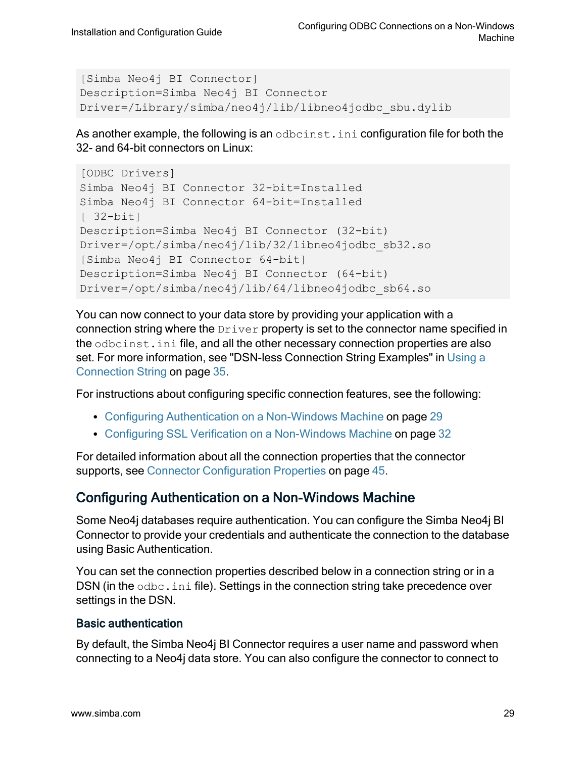```
[Simba Neo4j BI Connector]
Description=Simba Neo4j BI Connector
Driver=/Library/simba/neo4j/lib/libneo4jodbc_sbu.dylib
```

As another example, the following is an `odbcinst.ini` configuration file for both the 32- and 64-bit connectors on Linux:

```
[ODBC Drivers]
Simba Neo4j BI Connector 32-bit=Installed
Simba Neo4j BI Connector 64-bit=Installed
[ 32-bit]
Description=Simba Neo4j BI Connector (32-bit)
Driver=/opt/simba/neo4j/lib/32/libneo4jodbc_sb32.so
[Simba Neo4j BI Connector 64-bit]
Description=Simba Neo4j BI Connector (64-bit)
Driver=/opt/simba/neo4j/lib/64/libneo4jodbc_sb64.so
```

You can now connect to your data store by providing your application with a connection string where the `Driver` property is set to the connector name specified in the `odbcinst.ini` file, and all the other necessary connection properties are also set. For more information, see "DSN-less Connection String Examples" in Using a Connection String on page 35.

For instructions about configuring specific connection features, see the following:

- Configuring Authentication on a Non-Windows Machine on page 29
- Configuring SSL Verification on a Non-Windows Machine on page 32

For detailed information about all the connection properties that the connector supports, see Connector Configuration Properties on page 45.

## Configuring Authentication on a Non-Windows Machine

Some Neo4j databases require authentication. You can configure the Simba Neo4j BI Connector to provide your credentials and authenticate the connection to the database using Basic Authentication.

You can set the connection properties described below in a connection string or in a DSN (in the `odbc.ini` file). Settings in the connection string take precedence over settings in the DSN.

### Basic authentication

By default, the Simba Neo4j BI Connector requires a user name and password when connecting to a Neo4j data store. You can also configure the connector to connect to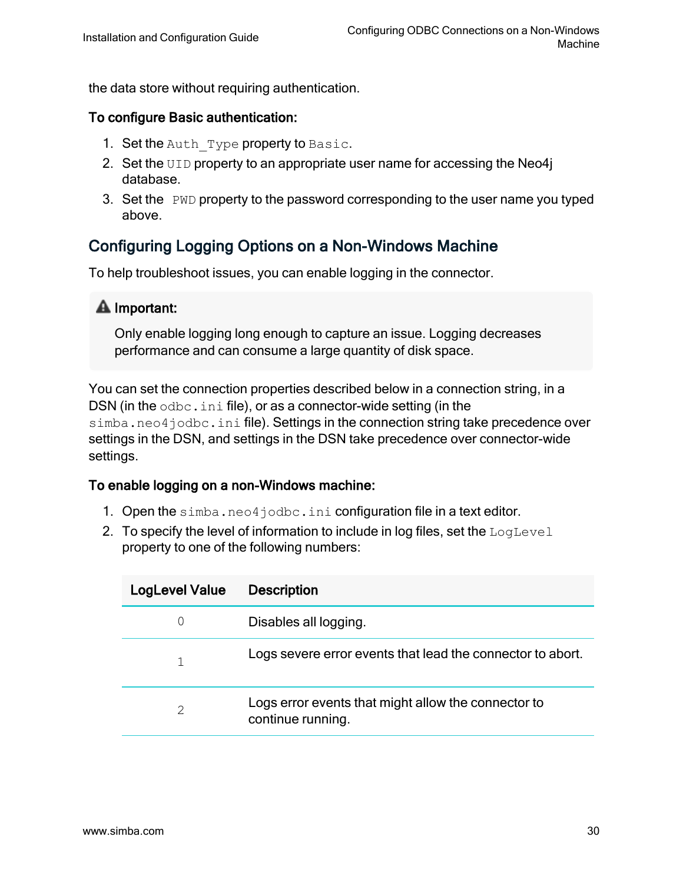the data store without requiring authentication.

**To configure Basic authentication:**

1. Set the `Auth_Type` property to `Basic`.
2. Set the `UID` property to an appropriate user name for accessing the Neo4j database.
3. Set the `PWD` property to the password corresponding to the user name you typed above.

## Configuring Logging Options on a Non-Windows Machine

To help troubleshoot issues, you can enable logging in the connector.

> **Important:**
>
> Only enable logging long enough to capture an issue. Logging decreases performance and can consume a large quantity of disk space.

You can set the connection properties described below in a connection string, in a DSN (in the `odbc.ini` file), or as a connector-wide setting (in the `simba.neo4jodbc.ini` file). Settings in the connection string take precedence over settings in the DSN, and settings in the DSN take precedence over connector-wide settings.

**To enable logging on a non-Windows machine:**

1. Open the `simba.neo4jodbc.ini` configuration file in a text editor.
2. To specify the level of information to include in log files, set the `LogLevel` property to one of the following numbers:

| LogLevel Value | Description |
|---|---|
| 0 | Disables all logging. |
| 1 | Logs severe error events that lead the connector to abort. |
| 2 | Logs error events that might allow the connector to continue running. |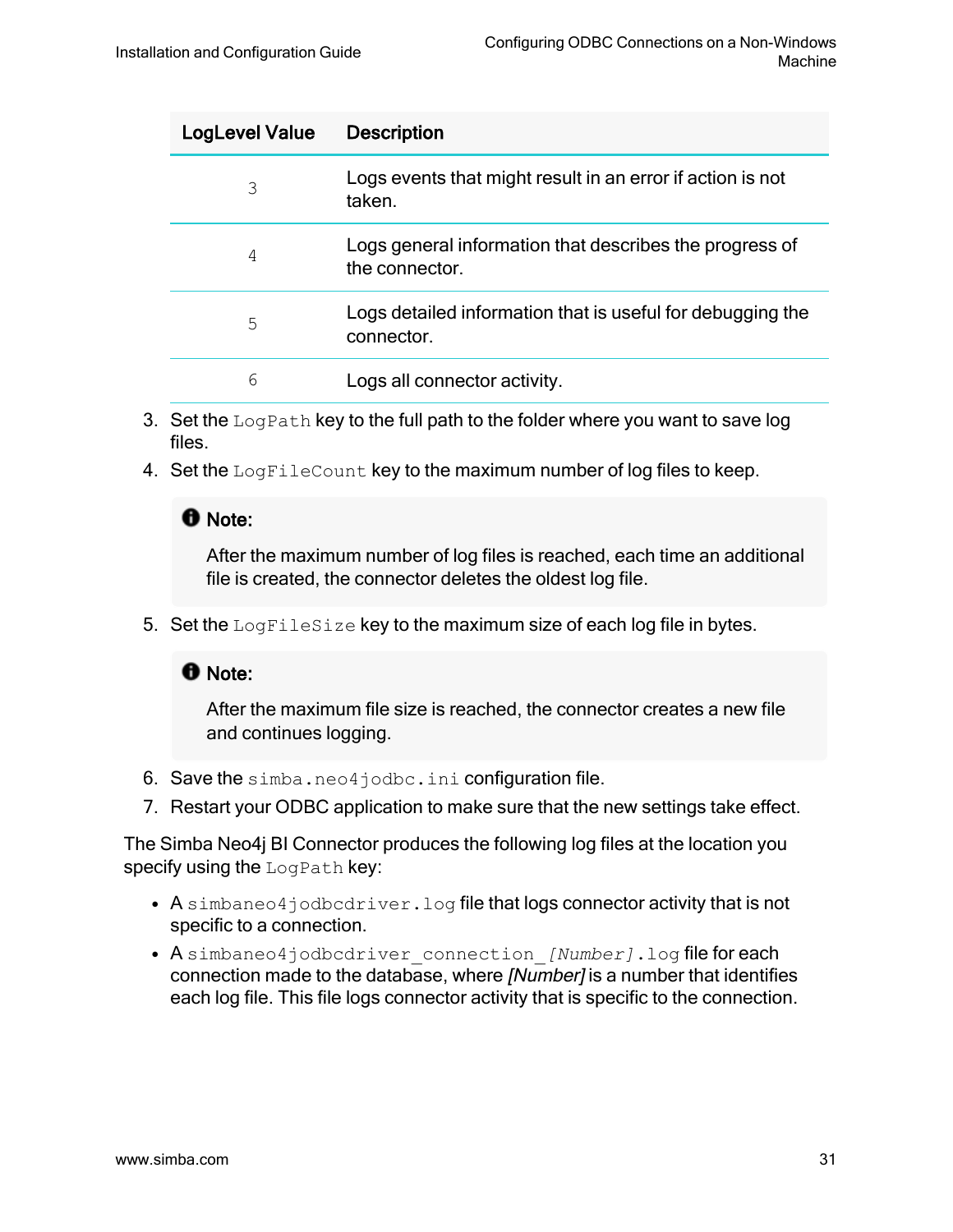| LogLevel Value | Description |
|---|---|
| 3 | Logs events that might result in an error if action is not taken. |
| 4 | Logs general information that describes the progress of the connector. |
| 5 | Logs detailed information that is useful for debugging the connector. |
| 6 | Logs all connector activity. |

3. Set the `LogPath` key to the full path to the folder where you want to save log files.
4. Set the `LogFileCount` key to the maximum number of log files to keep.

   > **Note:**
   >
   > After the maximum number of log files is reached, each time an additional file is created, the connector deletes the oldest log file.

5. Set the `LogFileSize` key to the maximum size of each log file in bytes.

   > **Note:**
   >
   > After the maximum file size is reached, the connector creates a new file and continues logging.

6. Save the `simba.neo4jodbc.ini` configuration file.
7. Restart your ODBC application to make sure that the new settings take effect.

The Simba Neo4j BI Connector produces the following log files at the location you specify using the `LogPath` key:

- A `simbaneo4jodbcdriver.log` file that logs connector activity that is not specific to a connection.
- A `simbaneo4jodbcdriver_connection_[Number].log` file for each connection made to the database, where *[Number]* is a number that identifies each log file. This file logs connector activity that is specific to the connection.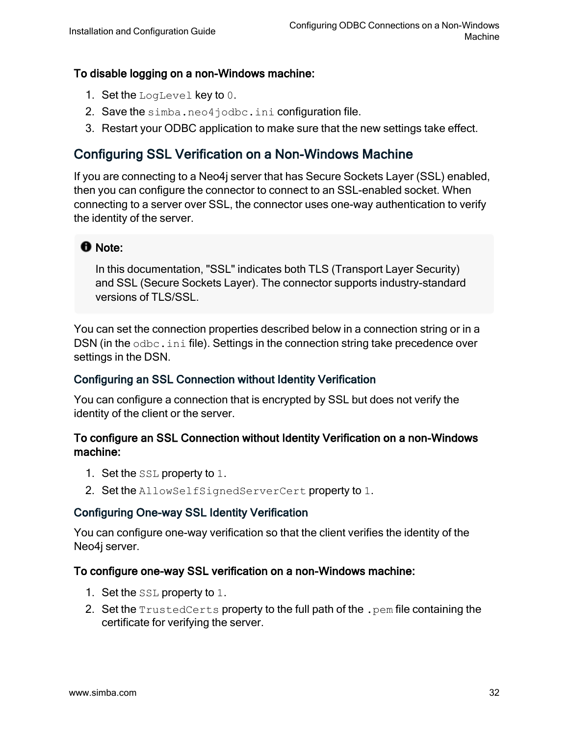**To disable logging on a non-Windows machine:**

1. Set the `LogLevel` key to `0`.
2. Save the `simba.neo4jodbc.ini` configuration file.
3. Restart your ODBC application to make sure that the new settings take effect.

## Configuring SSL Verification on a Non-Windows Machine

If you are connecting to a Neo4j server that has Secure Sockets Layer (SSL) enabled, then you can configure the connector to connect to an SSL-enabled socket. When connecting to a server over SSL, the connector uses one-way authentication to verify the identity of the server.

> **Note:**
>
> In this documentation, "SSL" indicates both TLS (Transport Layer Security) and SSL (Secure Sockets Layer). The connector supports industry-standard versions of TLS/SSL.

You can set the connection properties described below in a connection string or in a DSN (in the `odbc.ini` file). Settings in the connection string take precedence over settings in the DSN.

### Configuring an SSL Connection without Identity Verification

You can configure a connection that is encrypted by SSL but does not verify the identity of the client or the server.

**To configure an SSL Connection without Identity Verification on a non-Windows machine:**

1. Set the `SSL` property to `1`.
2. Set the `AllowSelfSignedServerCert` property to `1`.

### Configuring One-way SSL Identity Verification

You can configure one-way verification so that the client verifies the identity of the Neo4j server.

**To configure one-way SSL verification on a non-Windows machine:**

1. Set the `SSL` property to `1`.
2. Set the `TrustedCerts` property to the full path of the `.pem` file containing the certificate for verifying the server.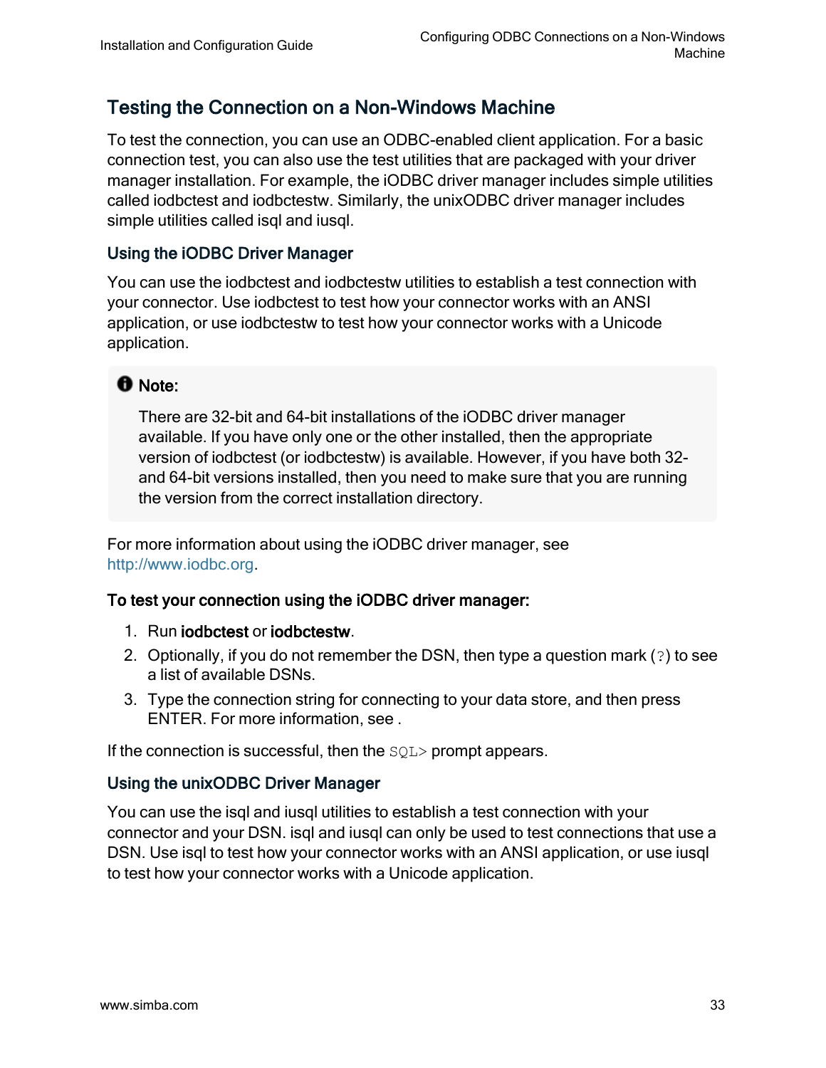## Testing the Connection on a Non-Windows Machine

To test the connection, you can use an ODBC-enabled client application. For a basic connection test, you can also use the test utilities that are packaged with your driver manager installation. For example, the iODBC driver manager includes simple utilities called iodbctest and iodbctestw. Similarly, the unixODBC driver manager includes simple utilities called isql and iusql.

### Using the iODBC Driver Manager

You can use the iodbctest and iodbctestw utilities to establish a test connection with your connector. Use iodbctest to test how your connector works with an ANSI application, or use iodbctestw to test how your connector works with a Unicode application.

> **Note:**
>
> There are 32-bit and 64-bit installations of the iODBC driver manager available. If you have only one or the other installed, then the appropriate version of iodbctest (or iodbctestw) is available. However, if you have both 32- and 64-bit versions installed, then you need to make sure that you are running the version from the correct installation directory.

For more information about using the iODBC driver manager, see http://www.iodbc.org.

**To test your connection using the iODBC driver manager:**

1. Run **iodbctest** or **iodbctestw**.
2. Optionally, if you do not remember the DSN, then type a question mark (`?`) to see a list of available DSNs.
3. Type the connection string for connecting to your data store, and then press ENTER. For more information, see .

If the connection is successful, then the `SQL>` prompt appears.

### Using the unixODBC Driver Manager

You can use the isql and iusql utilities to establish a test connection with your connector and your DSN. isql and iusql can only be used to test connections that use a DSN. Use isql to test how your connector works with an ANSI application, or use iusql to test how your connector works with a Unicode application.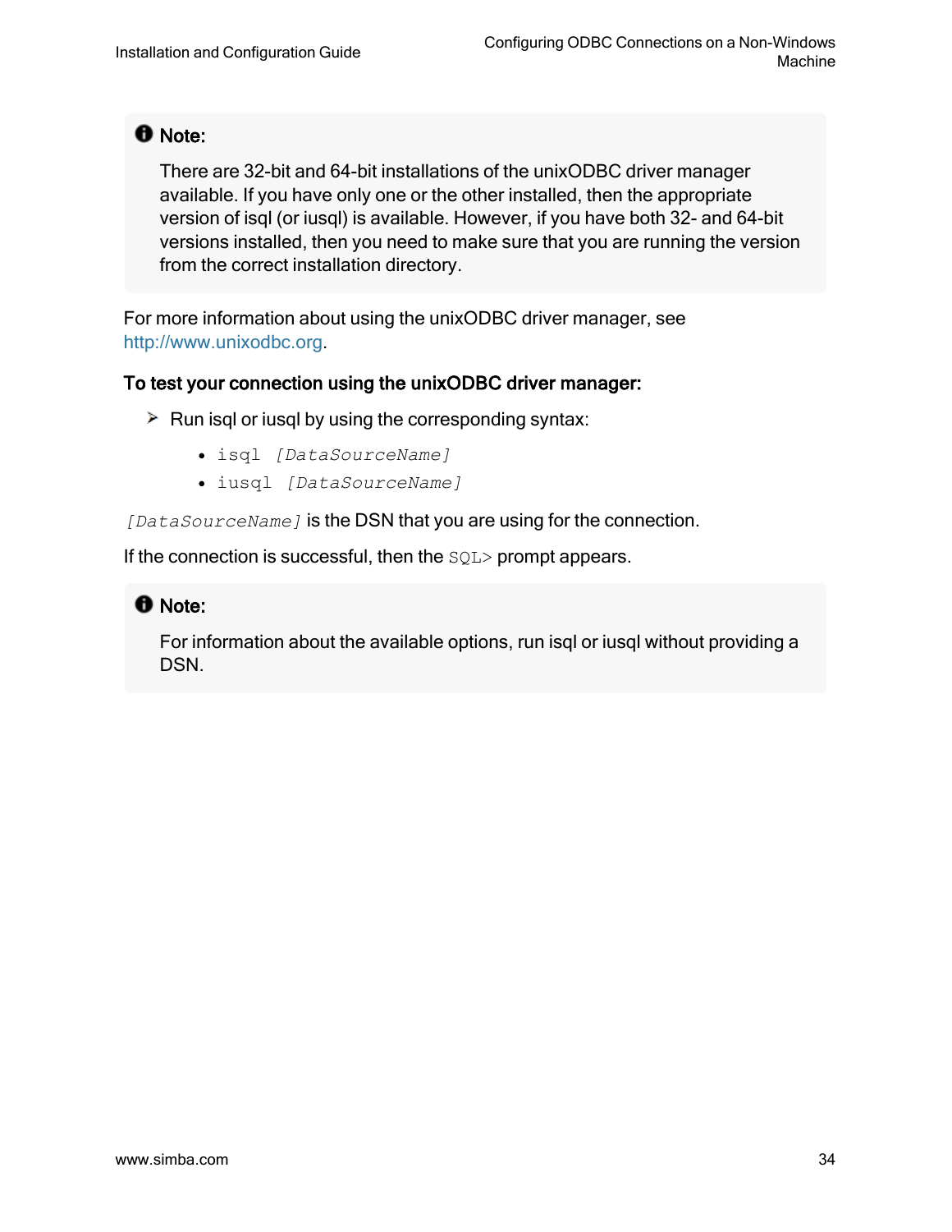> **Note:**
>
> There are 32-bit and 64-bit installations of the unixODBC driver manager available. If you have only one or the other installed, then the appropriate version of isql (or iusql) is available. However, if you have both 32- and 64-bit versions installed, then you need to make sure that you are running the version from the correct installation directory.

For more information about using the unixODBC driver manager, see http://www.unixodbc.org.

**To test your connection using the unixODBC driver manager:**

- Run isql or iusql by using the corresponding syntax:
  - `isql` *`[DataSourceName]`*
  - `iusql` *`[DataSourceName]`*

*`[DataSourceName]`* is the DSN that you are using for the connection.

If the connection is successful, then the `SQL>` prompt appears.

> **Note:**
>
> For information about the available options, run isql or iusql without providing a DSN.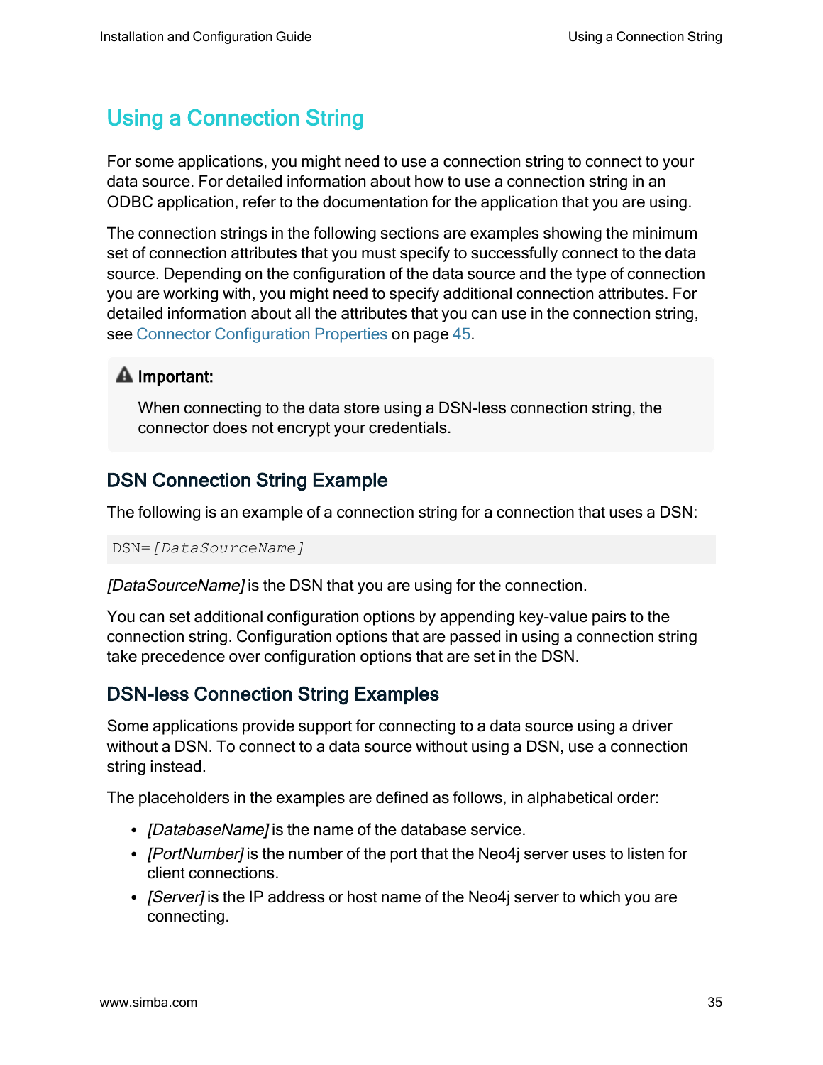# Using a Connection String

For some applications, you might need to use a connection string to connect to your data source. For detailed information about how to use a connection string in an ODBC application, refer to the documentation for the application that you are using.

The connection strings in the following sections are examples showing the minimum set of connection attributes that you must specify to successfully connect to the data source. Depending on the configuration of the data source and the type of connection you are working with, you might need to specify additional connection attributes. For detailed information about all the attributes that you can use in the connection string, see Connector Configuration Properties on page 45.

> **Important:**
>
> When connecting to the data store using a DSN-less connection string, the connector does not encrypt your credentials.

## DSN Connection String Example

The following is an example of a connection string for a connection that uses a DSN:

```
DSN=[DataSourceName]
```

*[DataSourceName]* is the DSN that you are using for the connection.

You can set additional configuration options by appending key-value pairs to the connection string. Configuration options that are passed in using a connection string take precedence over configuration options that are set in the DSN.

## DSN-less Connection String Examples

Some applications provide support for connecting to a data source using a driver without a DSN. To connect to a data source without using a DSN, use a connection string instead.

The placeholders in the examples are defined as follows, in alphabetical order:

- *[DatabaseName]* is the name of the database service.
- *[PortNumber]* is the number of the port that the Neo4j server uses to listen for client connections.
- *[Server]* is the IP address or host name of the Neo4j server to which you are connecting.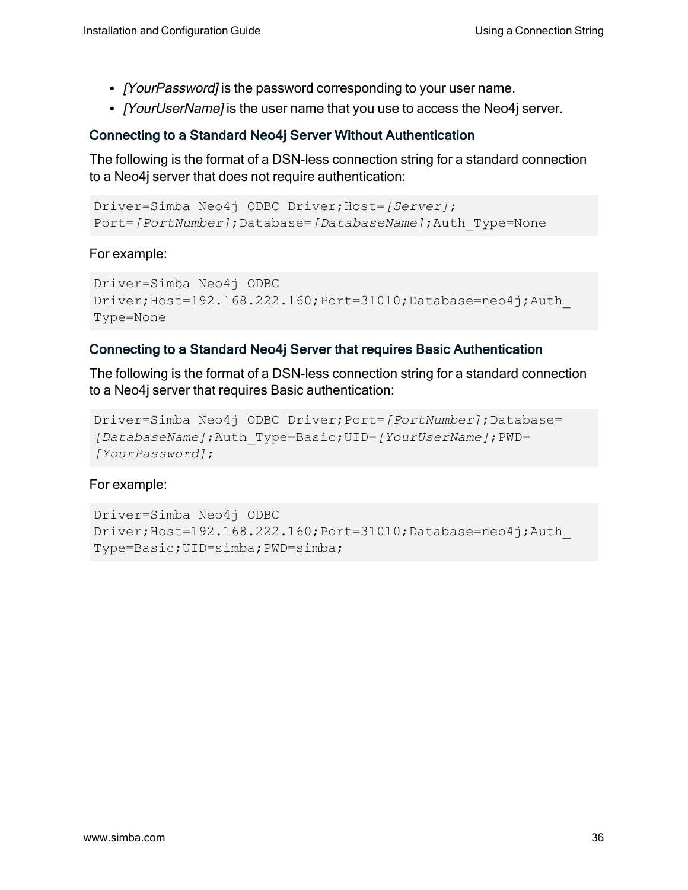- *[YourPassword]* is the password corresponding to your user name.
- *[YourUserName]* is the user name that you use to access the Neo4j server.

### Connecting to a Standard Neo4j Server Without Authentication

The following is the format of a DSN-less connection string for a standard connection to a Neo4j server that does not require authentication:

```
Driver=Simba Neo4j ODBC Driver;Host=[Server];
Port=[PortNumber];Database=[DatabaseName];Auth_Type=None
```

For example:

```
Driver=Simba Neo4j ODBC
Driver;Host=192.168.222.160;Port=31010;Database=neo4j;Auth_
Type=None
```

### Connecting to a Standard Neo4j Server that requires Basic Authentication

The following is the format of a DSN-less connection string for a standard connection to a Neo4j server that requires Basic authentication:

```
Driver=Simba Neo4j ODBC Driver;Port=[PortNumber];Database=
[DatabaseName];Auth_Type=Basic;UID=[YourUserName];PWD=
[YourPassword];
```

For example:

```
Driver=Simba Neo4j ODBC
Driver;Host=192.168.222.160;Port=31010;Database=neo4j;Auth_
Type=Basic;UID=simba;PWD=simba;
```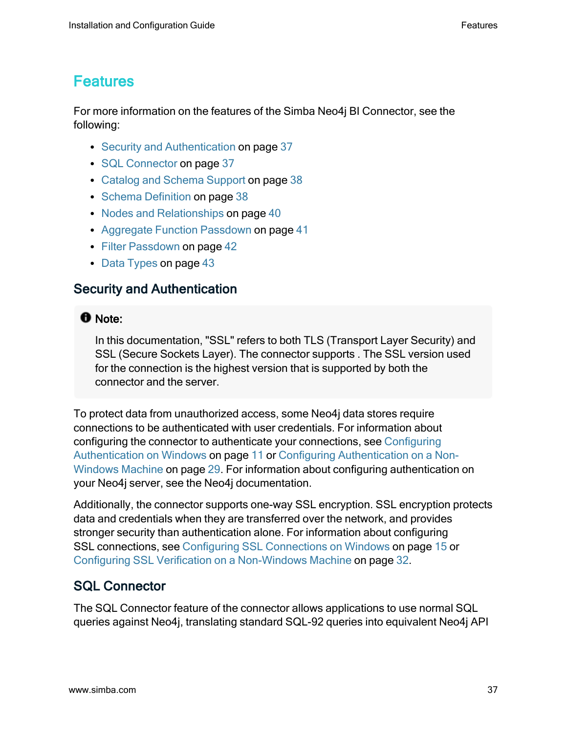# Features

For more information on the features of the Simba Neo4j BI Connector, see the following:

- Security and Authentication on page 37
- SQL Connector on page 37
- Catalog and Schema Support on page 38
- Schema Definition on page 38
- Nodes and Relationships on page 40
- Aggregate Function Passdown on page 41
- Filter Passdown on page 42
- Data Types on page 43

## Security and Authentication

> **Note:**
>
> In this documentation, "SSL" refers to both TLS (Transport Layer Security) and SSL (Secure Sockets Layer). The connector supports . The SSL version used for the connection is the highest version that is supported by both the connector and the server.

To protect data from unauthorized access, some Neo4j data stores require connections to be authenticated with user credentials. For information about configuring the connector to authenticate your connections, see Configuring Authentication on Windows on page 11 or Configuring Authentication on a Non-Windows Machine on page 29. For information about configuring authentication on your Neo4j server, see the Neo4j documentation.

Additionally, the connector supports one-way SSL encryption. SSL encryption protects data and credentials when they are transferred over the network, and provides stronger security than authentication alone. For information about configuring SSL connections, see Configuring SSL Connections on Windows on page 15 or Configuring SSL Verification on a Non-Windows Machine on page 32.

## SQL Connector

The SQL Connector feature of the connector allows applications to use normal SQL queries against Neo4j, translating standard SQL-92 queries into equivalent Neo4j API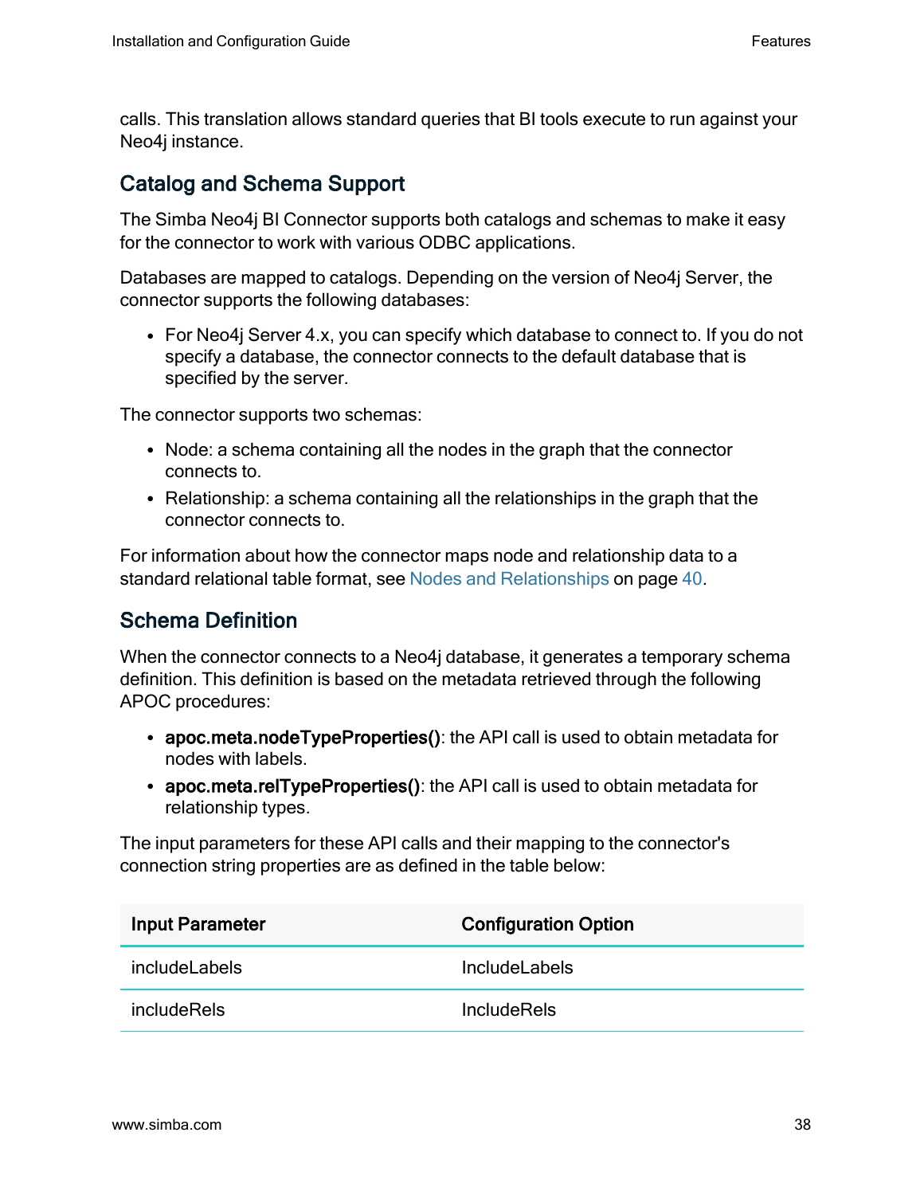calls. This translation allows standard queries that BI tools execute to run against your Neo4j instance.

## Catalog and Schema Support

The Simba Neo4j BI Connector supports both catalogs and schemas to make it easy for the connector to work with various ODBC applications.

Databases are mapped to catalogs. Depending on the version of Neo4j Server, the connector supports the following databases:

- For Neo4j Server 4.x, you can specify which database to connect to. If you do not specify a database, the connector connects to the default database that is specified by the server.

The connector supports two schemas:

- Node: a schema containing all the nodes in the graph that the connector connects to.
- Relationship: a schema containing all the relationships in the graph that the connector connects to.

For information about how the connector maps node and relationship data to a standard relational table format, see Nodes and Relationships on page 40.

## Schema Definition

When the connector connects to a Neo4j database, it generates a temporary schema definition. This definition is based on the metadata retrieved through the following APOC procedures:

- **apoc.meta.nodeTypeProperties()**: the API call is used to obtain metadata for nodes with labels.
- **apoc.meta.relTypeProperties()**: the API call is used to obtain metadata for relationship types.

The input parameters for these API calls and their mapping to the connector's connection string properties are as defined in the table below:

| Input Parameter | Configuration Option |
|---|---|
| includeLabels | IncludeLabels |
| includeRels | IncludeRels |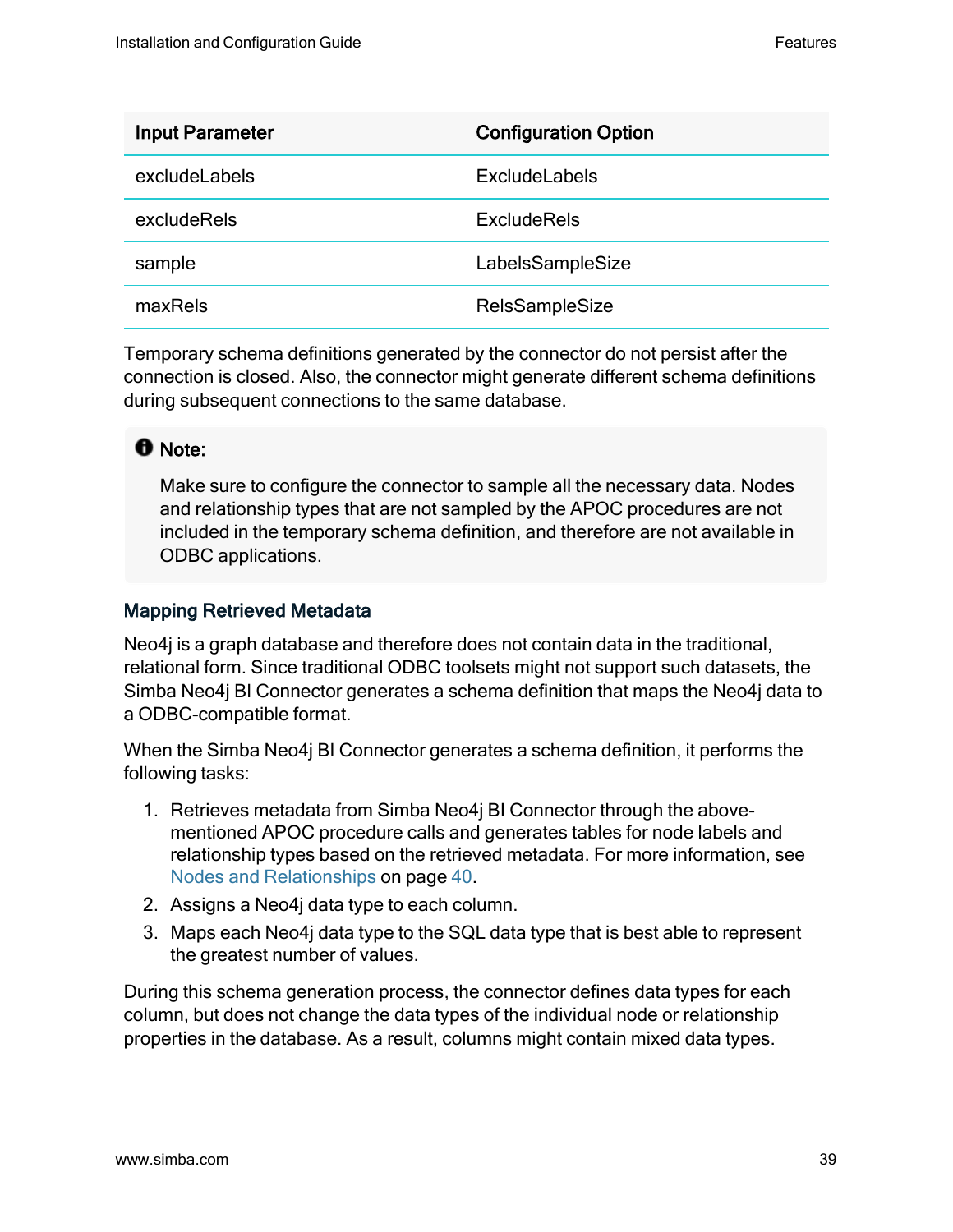| Input Parameter | Configuration Option |
| --- | --- |
| excludeLabels | ExcludeLabels |
| excludeRels | ExcludeRels |
| sample | LabelsSampleSize |
| maxRels | RelsSampleSize |

Temporary schema definitions generated by the connector do not persist after the connection is closed. Also, the connector might generate different schema definitions during subsequent connections to the same database.

> **Note:**
>
> Make sure to configure the connector to sample all the necessary data. Nodes and relationship types that are not sampled by the APOC procedures are not included in the temporary schema definition, and therefore are not available in ODBC applications.

### Mapping Retrieved Metadata

Neo4j is a graph database and therefore does not contain data in the traditional, relational form. Since traditional ODBC toolsets might not support such datasets, the Simba Neo4j BI Connector generates a schema definition that maps the Neo4j data to a ODBC-compatible format.

When the Simba Neo4j BI Connector generates a schema definition, it performs the following tasks:

1. Retrieves metadata from Simba Neo4j BI Connector through the above-mentioned APOC procedure calls and generates tables for node labels and relationship types based on the retrieved metadata. For more information, see Nodes and Relationships on page 40.
2. Assigns a Neo4j data type to each column.
3. Maps each Neo4j data type to the SQL data type that is best able to represent the greatest number of values.

During this schema generation process, the connector defines data types for each column, but does not change the data types of the individual node or relationship properties in the database. As a result, columns might contain mixed data types.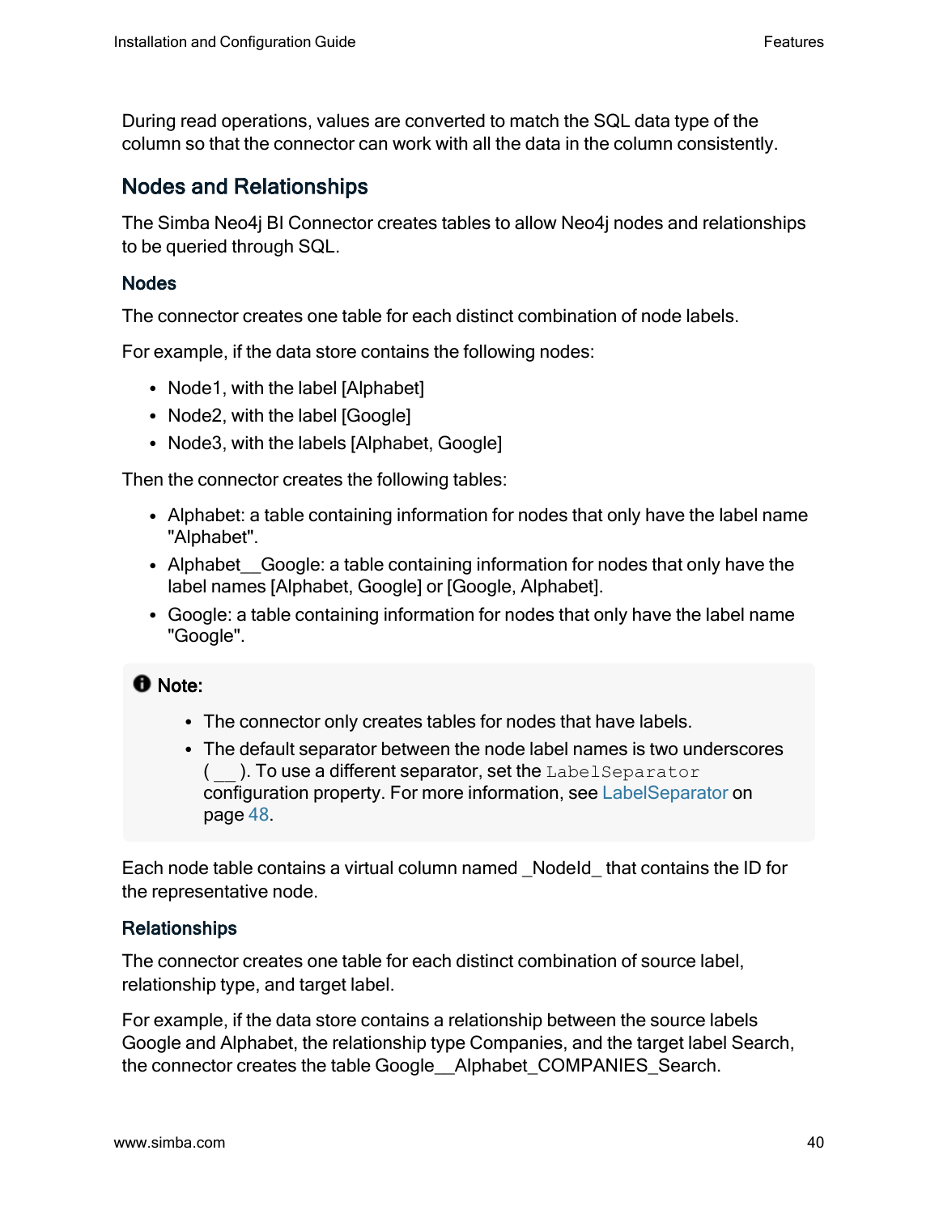During read operations, values are converted to match the SQL data type of the column so that the connector can work with all the data in the column consistently.

## Nodes and Relationships

The Simba Neo4j BI Connector creates tables to allow Neo4j nodes and relationships to be queried through SQL.

### Nodes

The connector creates one table for each distinct combination of node labels.

For example, if the data store contains the following nodes:

- Node1, with the label [Alphabet]
- Node2, with the label [Google]
- Node3, with the labels [Alphabet, Google]

Then the connector creates the following tables:

- Alphabet: a table containing information for nodes that only have the label name "Alphabet".
- Alphabet__Google: a table containing information for nodes that only have the label names [Alphabet, Google] or [Google, Alphabet].
- Google: a table containing information for nodes that only have the label name "Google".

> **Note:**
>
> - The connector only creates tables for nodes that have labels.
> - The default separator between the node label names is two underscores ( __ ). To use a different separator, set the `LabelSeparator` configuration property. For more information, see LabelSeparator on page 48.

Each node table contains a virtual column named _NodeId_ that contains the ID for the representative node.

### Relationships

The connector creates one table for each distinct combination of source label, relationship type, and target label.

For example, if the data store contains a relationship between the source labels Google and Alphabet, the relationship type Companies, and the target label Search, the connector creates the table Google__Alphabet_COMPANIES_Search.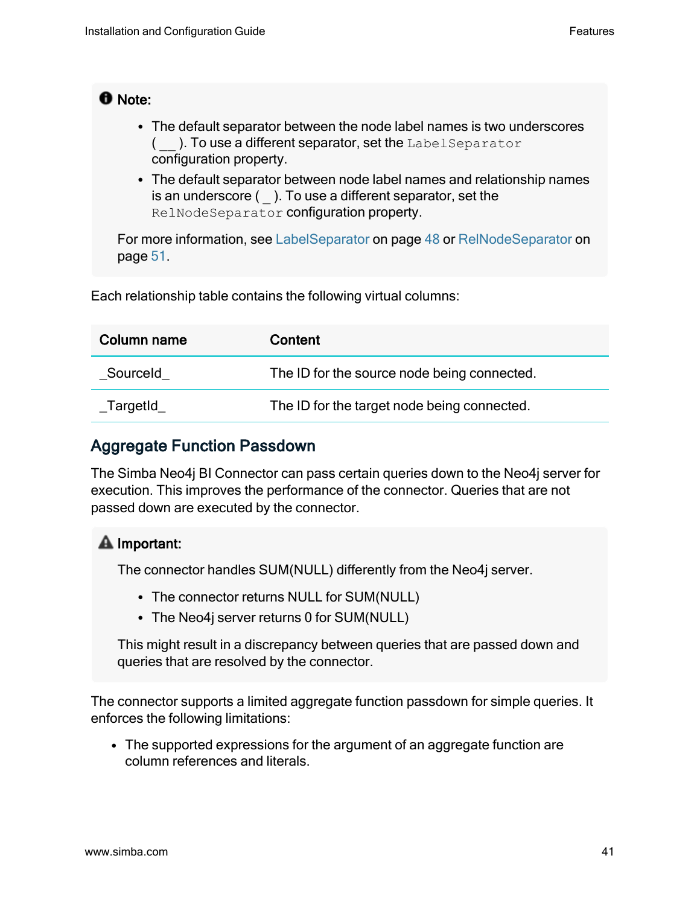**Note:**

- The default separator between the node label names is two underscores ( __ ). To use a different separator, set the `LabelSeparator` configuration property.
- The default separator between node label names and relationship names is an underscore ( _ ). To use a different separator, set the `RelNodeSeparator` configuration property.

For more information, see LabelSeparator on page 48 or RelNodeSeparator on page 51.

Each relationship table contains the following virtual columns:

| Column name | Content |
| --- | --- |
| _SourceId_ | The ID for the source node being connected. |
| _TargetId_ | The ID for the target node being connected. |

## Aggregate Function Passdown

The Simba Neo4j BI Connector can pass certain queries down to the Neo4j server for execution. This improves the performance of the connector. Queries that are not passed down are executed by the connector.

**Important:**

The connector handles SUM(NULL) differently from the Neo4j server.

- The connector returns NULL for SUM(NULL)
- The Neo4j server returns 0 for SUM(NULL)

This might result in a discrepancy between queries that are passed down and queries that are resolved by the connector.

The connector supports a limited aggregate function passdown for simple queries. It enforces the following limitations:

- The supported expressions for the argument of an aggregate function are column references and literals.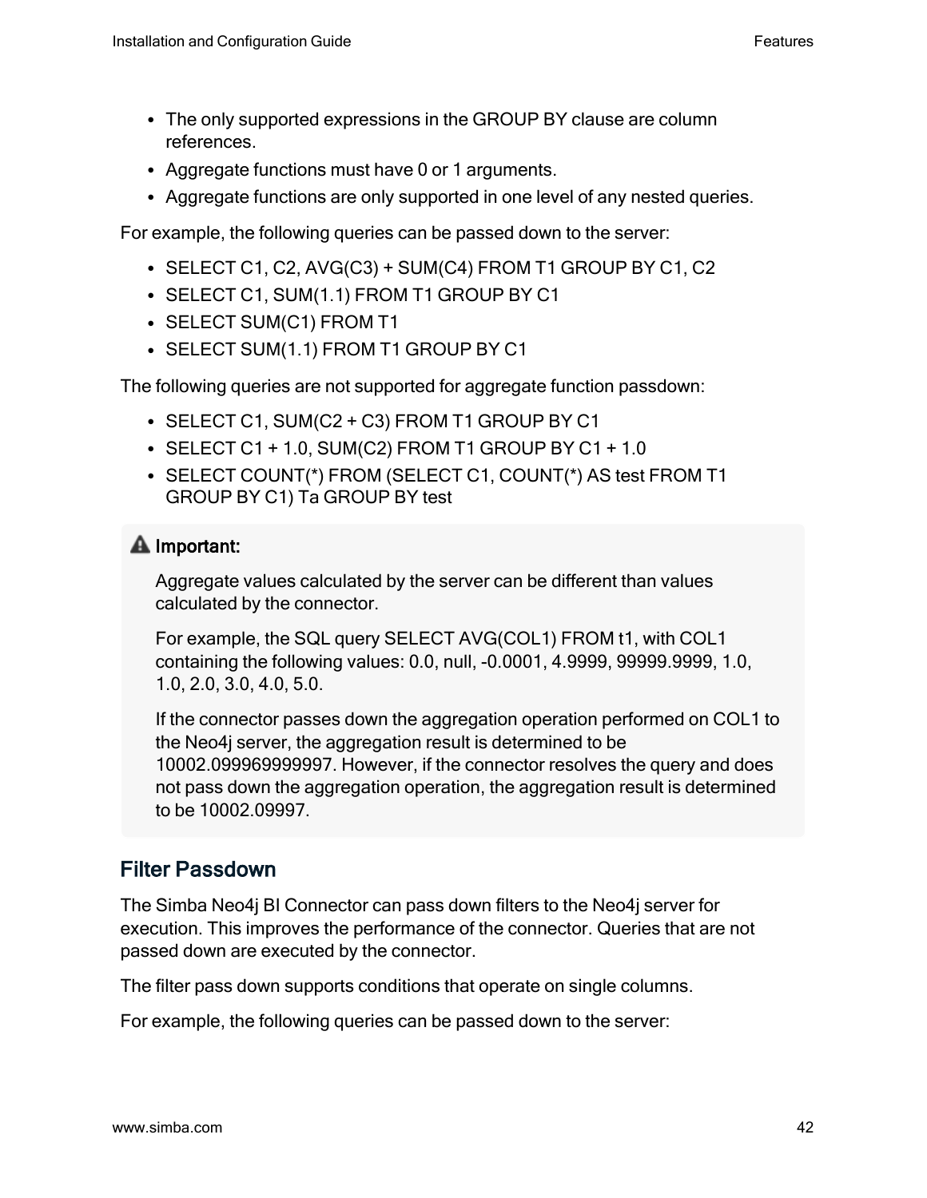- The only supported expressions in the GROUP BY clause are column references.
- Aggregate functions must have 0 or 1 arguments.
- Aggregate functions are only supported in one level of any nested queries.

For example, the following queries can be passed down to the server:

- SELECT C1, C2, AVG(C3) + SUM(C4) FROM T1 GROUP BY C1, C2
- SELECT C1, SUM(1.1) FROM T1 GROUP BY C1
- SELECT SUM(C1) FROM T1
- SELECT SUM(1.1) FROM T1 GROUP BY C1

The following queries are not supported for aggregate function passdown:

- SELECT C1, SUM(C2 + C3) FROM T1 GROUP BY C1
- SELECT C1 + 1.0, SUM(C2) FROM T1 GROUP BY C1 + 1.0
- SELECT COUNT(*) FROM (SELECT C1, COUNT(*) AS test FROM T1 GROUP BY C1) Ta GROUP BY test

> **Important:**
>
> Aggregate values calculated by the server can be different than values calculated by the connector.
>
> For example, the SQL query SELECT AVG(COL1) FROM t1, with COL1 containing the following values: 0.0, null, -0.0001, 4.9999, 99999.9999, 1.0, 1.0, 2.0, 3.0, 4.0, 5.0.
>
> If the connector passes down the aggregation operation performed on COL1 to the Neo4j server, the aggregation result is determined to be 10002.099969999997. However, if the connector resolves the query and does not pass down the aggregation operation, the aggregation result is determined to be 10002.09997.

## Filter Passdown

The Simba Neo4j BI Connector can pass down filters to the Neo4j server for execution. This improves the performance of the connector. Queries that are not passed down are executed by the connector.

The filter pass down supports conditions that operate on single columns.

For example, the following queries can be passed down to the server: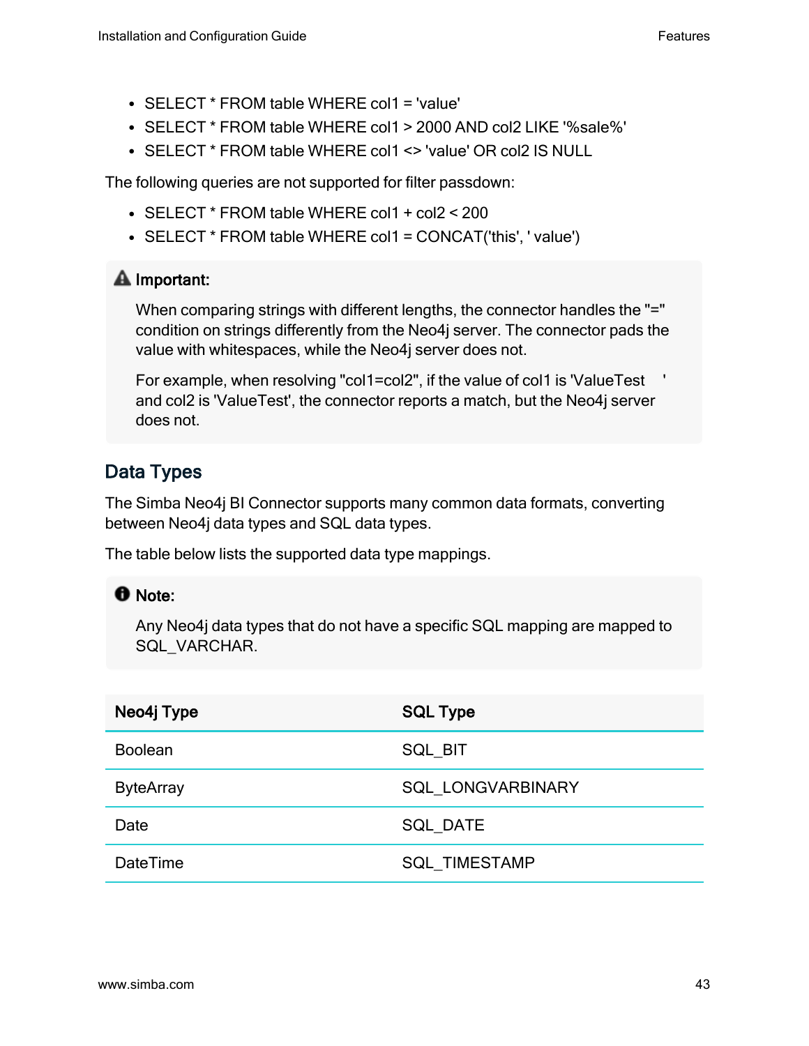- SELECT * FROM table WHERE col1 = 'value'
- SELECT * FROM table WHERE col1 > 2000 AND col2 LIKE '%sale%'
- SELECT * FROM table WHERE col1 <> 'value' OR col2 IS NULL

The following queries are not supported for filter passdown:

- SELECT * FROM table WHERE col1 + col2 < 200
- SELECT * FROM table WHERE col1 = CONCAT('this', ' value')

**Important:**

When comparing strings with different lengths, the connector handles the "=" condition on strings differently from the Neo4j server. The connector pads the value with whitespaces, while the Neo4j server does not.

For example, when resolving "col1=col2", if the value of col1 is 'ValueTest     ' and col2 is 'ValueTest', the connector reports a match, but the Neo4j server does not.

## Data Types

The Simba Neo4j BI Connector supports many common data formats, converting between Neo4j data types and SQL data types.

The table below lists the supported data type mappings.

**Note:**

Any Neo4j data types that do not have a specific SQL mapping are mapped to SQL_VARCHAR.

| Neo4j Type | SQL Type |
|---|---|
| Boolean | SQL_BIT |
| ByteArray | SQL_LONGVARBINARY |
| Date | SQL_DATE |
| DateTime | SQL_TIMESTAMP |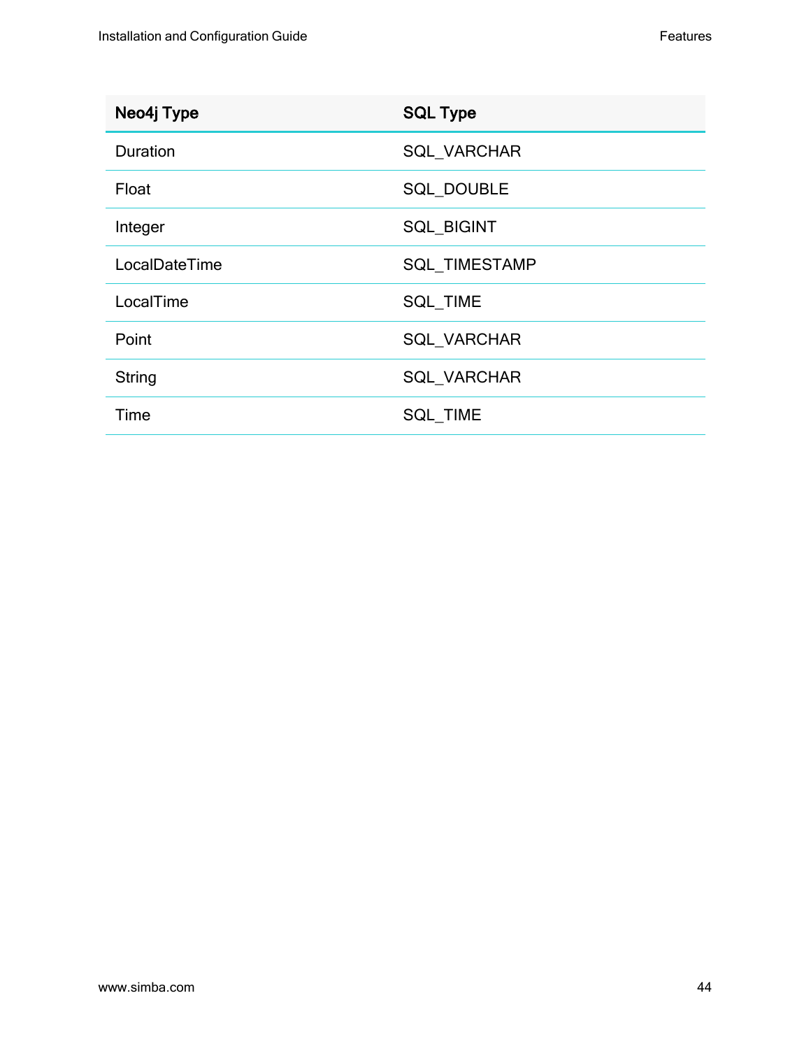| Neo4j Type | SQL Type |
| --- | --- |
| Duration | SQL_VARCHAR |
| Float | SQL_DOUBLE |
| Integer | SQL_BIGINT |
| LocalDateTime | SQL_TIMESTAMP |
| LocalTime | SQL_TIME |
| Point | SQL_VARCHAR |
| String | SQL_VARCHAR |
| Time | SQL_TIME |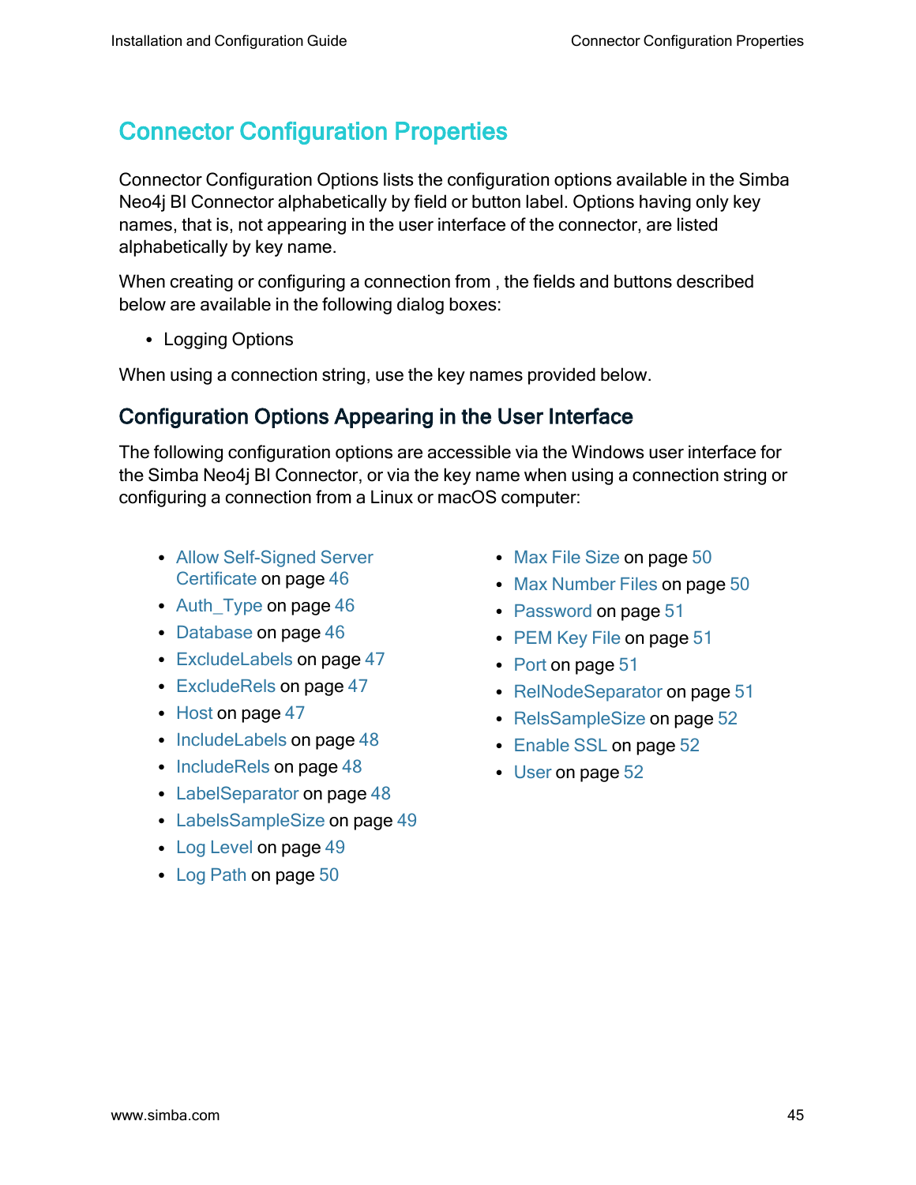# Connector Configuration Properties

Connector Configuration Options lists the configuration options available in the Simba Neo4j BI Connector alphabetically by field or button label. Options having only key names, that is, not appearing in the user interface of the connector, are listed alphabetically by key name.

When creating or configuring a connection from , the fields and buttons described below are available in the following dialog boxes:

- Logging Options

When using a connection string, use the key names provided below.

## Configuration Options Appearing in the User Interface

The following configuration options are accessible via the Windows user interface for the Simba Neo4j BI Connector, or via the key name when using a connection string or configuring a connection from a Linux or macOS computer:

- Allow Self-Signed Server Certificate on page 46
- Auth_Type on page 46
- Database on page 46
- ExcludeLabels on page 47
- ExcludeRels on page 47
- Host on page 47
- IncludeLabels on page 48
- IncludeRels on page 48
- LabelSeparator on page 48
- LabelsSampleSize on page 49
- Log Level on page 49
- Log Path on page 50
- Max File Size on page 50
- Max Number Files on page 50
- Password on page 51
- PEM Key File on page 51
- Port on page 51
- RelNodeSeparator on page 51
- RelsSampleSize on page 52
- Enable SSL on page 52
- User on page 52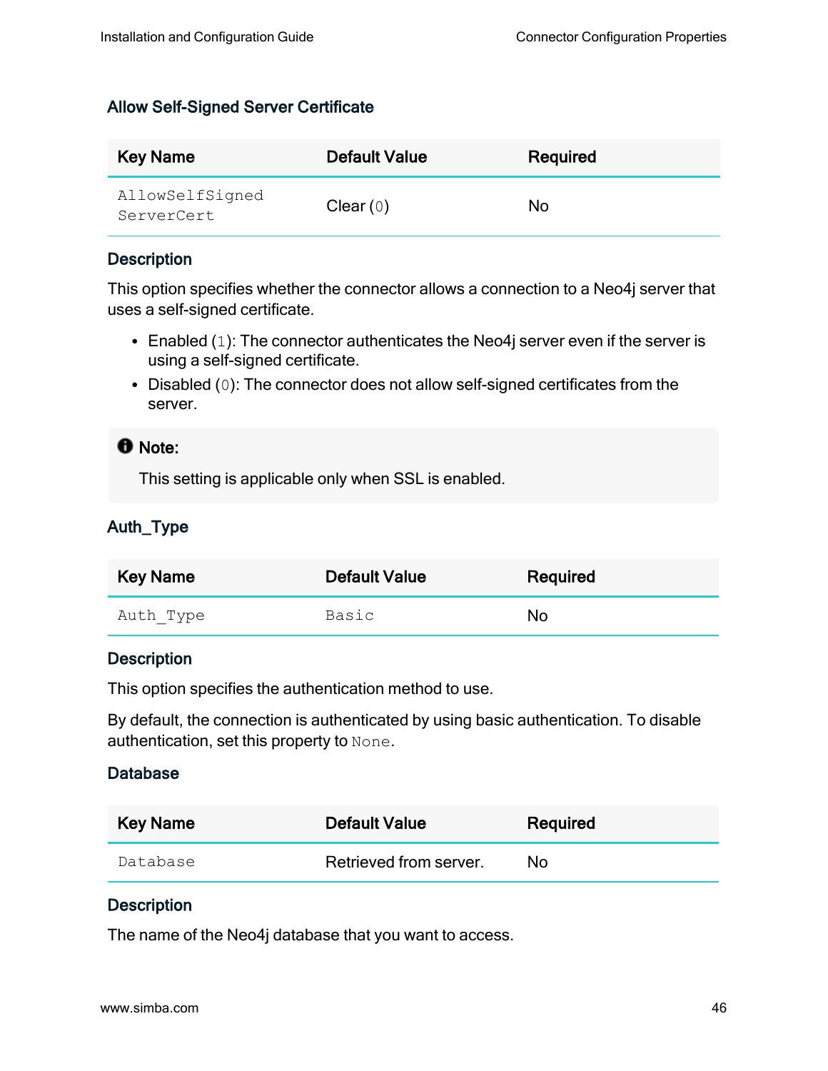### Allow Self-Signed Server Certificate

| Key Name | Default Value | Required |
|---|---|---|
| `AllowSelfSignedServerCert` | Clear (`0`) | No |

#### Description

This option specifies whether the connector allows a connection to a Neo4j server that uses a self-signed certificate.

- Enabled (`1`): The connector authenticates the Neo4j server even if the server is using a self-signed certificate.
- Disabled (`0`): The connector does not allow self-signed certificates from the server.

> **Note:**
>
> This setting is applicable only when SSL is enabled.

### Auth_Type

| Key Name | Default Value | Required |
|---|---|---|
| `Auth_Type` | `Basic` | No |

#### Description

This option specifies the authentication method to use.

By default, the connection is authenticated by using basic authentication. To disable authentication, set this property to `None`.

### Database

| Key Name | Default Value | Required |
|---|---|---|
| `Database` | Retrieved from server. | No |

#### Description

The name of the Neo4j database that you want to access.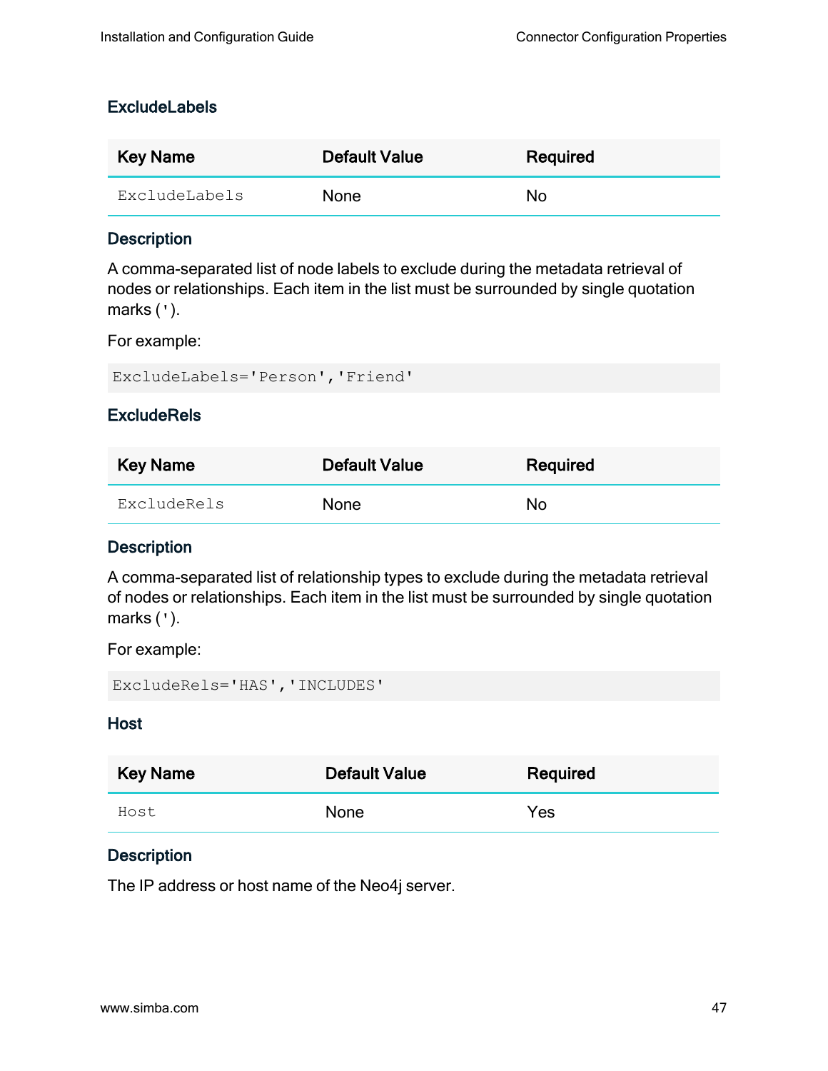### ExcludeLabels

| Key Name | Default Value | Required |
| --- | --- | --- |
| `ExcludeLabels` | None | No |

#### Description

A comma-separated list of node labels to exclude during the metadata retrieval of nodes or relationships. Each item in the list must be surrounded by single quotation marks (`'`).

For example:

```
ExcludeLabels='Person','Friend'
```

### ExcludeRels

| Key Name | Default Value | Required |
| --- | --- | --- |
| `ExcludeRels` | None | No |

#### Description

A comma-separated list of relationship types to exclude during the metadata retrieval of nodes or relationships. Each item in the list must be surrounded by single quotation marks (`'`).

For example:

```
ExcludeRels='HAS','INCLUDES'
```

### Host

| Key Name | Default Value | Required |
| --- | --- | --- |
| `Host` | None | Yes |

#### Description

The IP address or host name of the Neo4j server.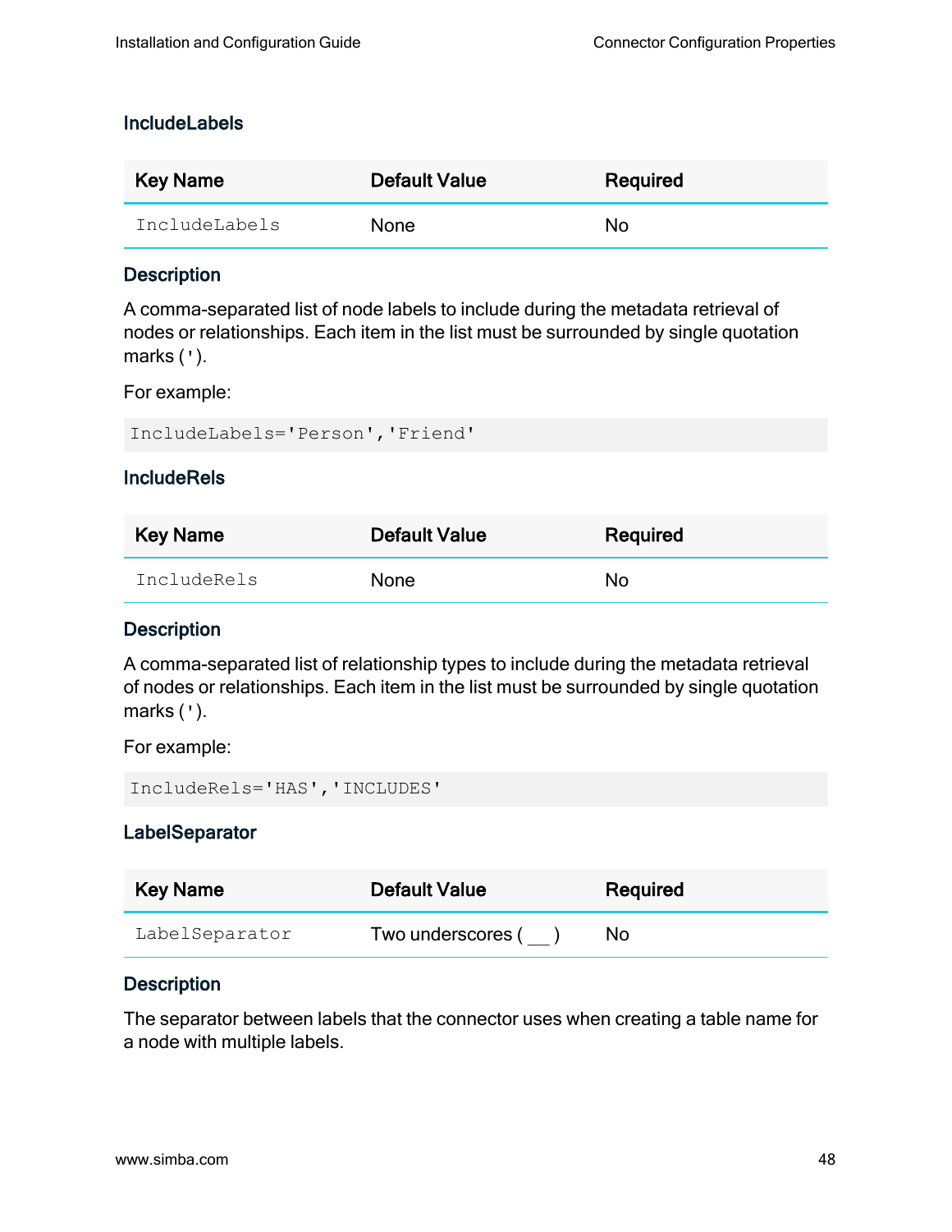### IncludeLabels

| Key Name | Default Value | Required |
| --- | --- | --- |
| `IncludeLabels` | None | No |

#### Description

A comma-separated list of node labels to include during the metadata retrieval of nodes or relationships. Each item in the list must be surrounded by single quotation marks (`'`).

For example:

```
IncludeLabels='Person','Friend'
```

### IncludeRels

| Key Name | Default Value | Required |
| --- | --- | --- |
| `IncludeRels` | None | No |

#### Description

A comma-separated list of relationship types to include during the metadata retrieval of nodes or relationships. Each item in the list must be surrounded by single quotation marks (`'`).

For example:

```
IncludeRels='HAS','INCLUDES'
```

### LabelSeparator

| Key Name | Default Value | Required |
| --- | --- | --- |
| `LabelSeparator` | Two underscores ( __ ) | No |

#### Description

The separator between labels that the connector uses when creating a table name for a node with multiple labels.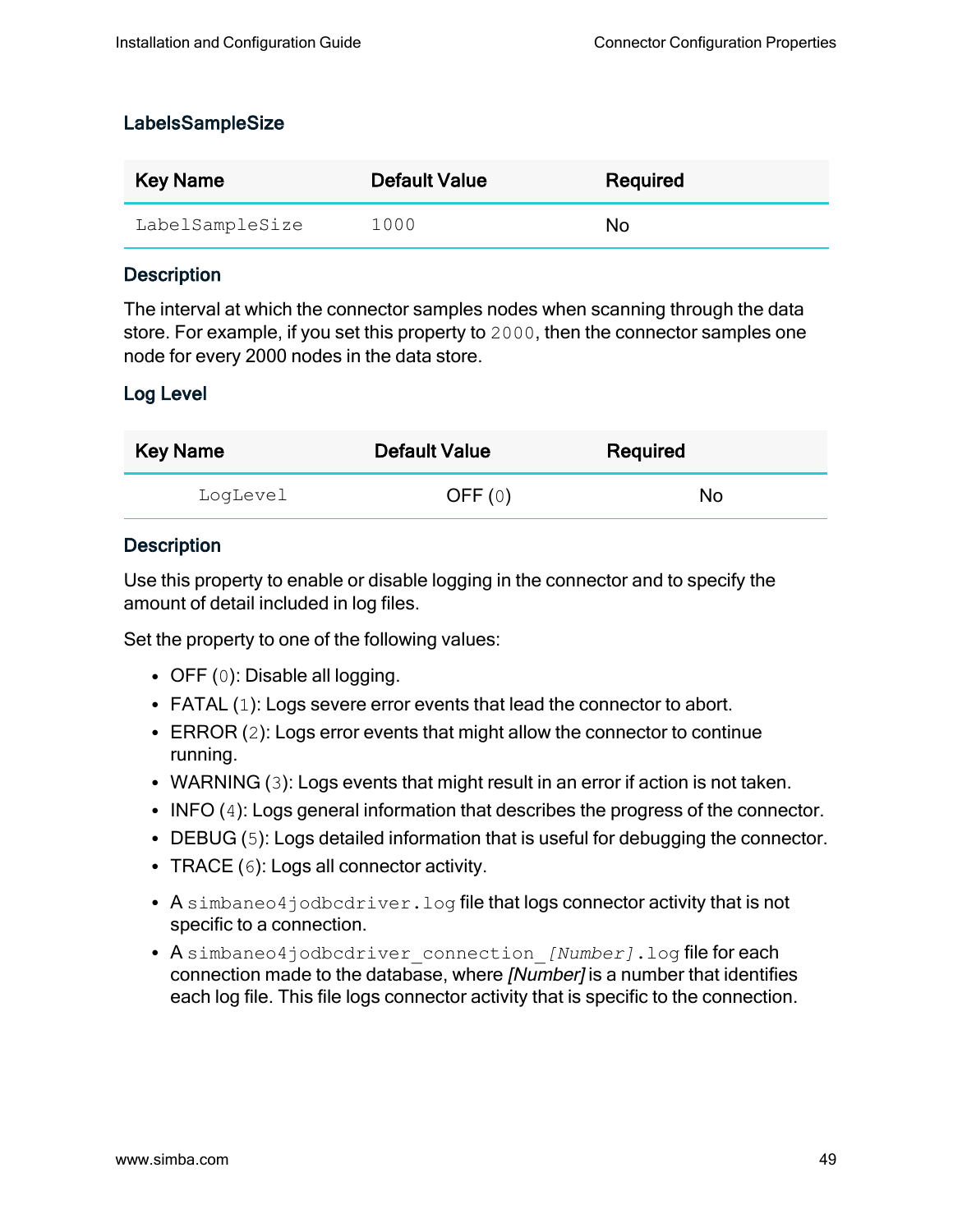### LabelsSampleSize

| Key Name | Default Value | Required |
|---|---|---|
| `LabelSampleSize` | `1000` | No |

#### Description

The interval at which the connector samples nodes when scanning through the data store. For example, if you set this property to `2000`, then the connector samples one node for every 2000 nodes in the data store.

### Log Level

| Key Name | Default Value | Required |
|---|---|---|
| `LogLevel` | OFF (`0`) | No |

#### Description

Use this property to enable or disable logging in the connector and to specify the amount of detail included in log files.

Set the property to one of the following values:

- OFF (`0`): Disable all logging.
- FATAL (`1`): Logs severe error events that lead the connector to abort.
- ERROR (`2`): Logs error events that might allow the connector to continue running.
- WARNING (`3`): Logs events that might result in an error if action is not taken.
- INFO (`4`): Logs general information that describes the progress of the connector.
- DEBUG (`5`): Logs detailed information that is useful for debugging the connector.
- TRACE (`6`): Logs all connector activity.

- A `simbaneo4jodbcdriver.log` file that logs connector activity that is not specific to a connection.
- A `simbaneo4jodbcdriver_connection_[Number].log` file for each connection made to the database, where *[Number]* is a number that identifies each log file. This file logs connector activity that is specific to the connection.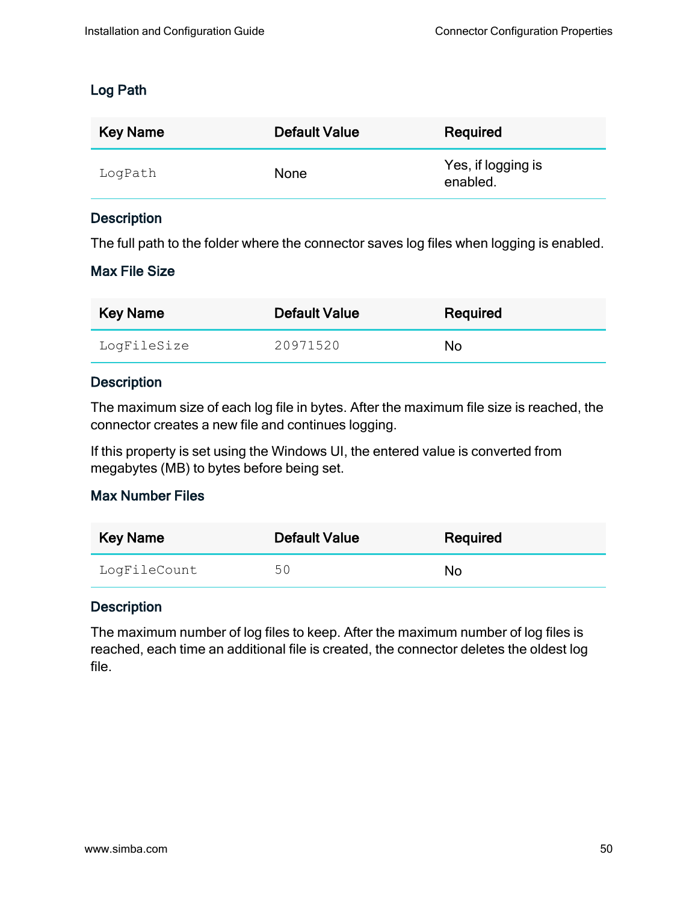### Log Path

| Key Name | Default Value | Required |
| --- | --- | --- |
| `LogPath` | None | Yes, if logging is enabled. |

#### Description

The full path to the folder where the connector saves log files when logging is enabled.

### Max File Size

| Key Name | Default Value | Required |
| --- | --- | --- |
| `LogFileSize` | `20971520` | No |

#### Description

The maximum size of each log file in bytes. After the maximum file size is reached, the connector creates a new file and continues logging.

If this property is set using the Windows UI, the entered value is converted from megabytes (MB) to bytes before being set.

### Max Number Files

| Key Name | Default Value | Required |
| --- | --- | --- |
| `LogFileCount` | `50` | No |

#### Description

The maximum number of log files to keep. After the maximum number of log files is reached, each time an additional file is created, the connector deletes the oldest log file.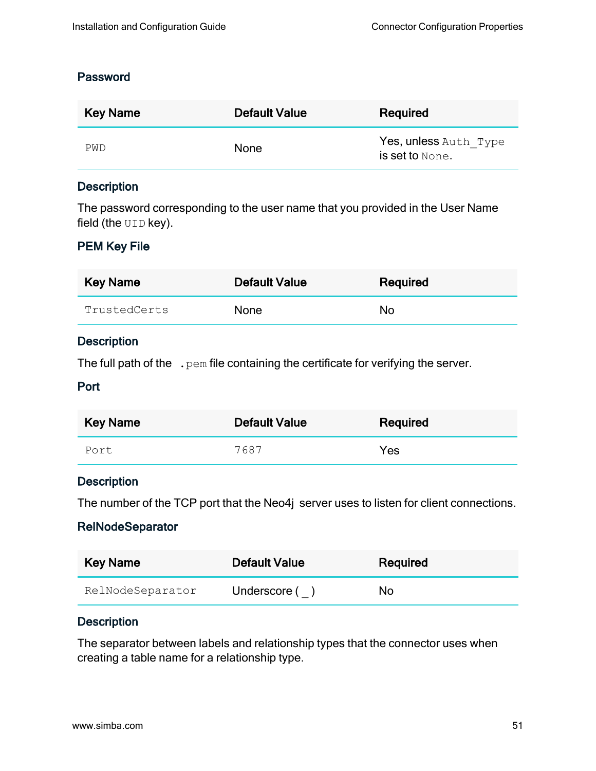### Password

| Key Name | Default Value | Required |
| --- | --- | --- |
| `PWD` | None | Yes, unless `Auth_Type` is set to `None`. |

#### Description

The password corresponding to the user name that you provided in the User Name field (the `UID` key).

### PEM Key File

| Key Name | Default Value | Required |
| --- | --- | --- |
| `TrustedCerts` | None | No |

#### Description

The full path of the `.pem` file containing the certificate for verifying the server.

### Port

| Key Name | Default Value | Required |
| --- | --- | --- |
| `Port` | `7687` | Yes |

#### Description

The number of the TCP port that the Neo4j server uses to listen for client connections.

### RelNodeSeparator

| Key Name | Default Value | Required |
| --- | --- | --- |
| `RelNodeSeparator` | Underscore ( _ ) | No |

#### Description

The separator between labels and relationship types that the connector uses when creating a table name for a relationship type.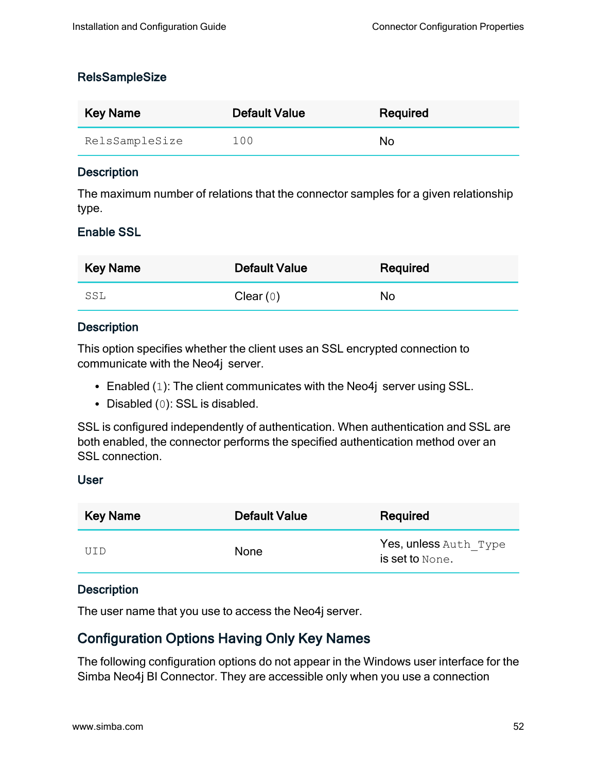### RelsSampleSize

| Key Name | Default Value | Required |
|---|---|---|
| `RelsSampleSize` | `100` | No |

#### Description

The maximum number of relations that the connector samples for a given relationship type.

### Enable SSL

| Key Name | Default Value | Required |
|---|---|---|
| `SSL` | Clear (`0`) | No |

#### Description

This option specifies whether the client uses an SSL encrypted connection to communicate with the Neo4j  server.

- Enabled (`1`): The client communicates with the Neo4j  server using SSL.
- Disabled (`0`): SSL is disabled.

SSL is configured independently of authentication. When authentication and SSL are both enabled, the connector performs the specified authentication method over an SSL connection.

### User

| Key Name | Default Value | Required |
|---|---|---|
| `UID` | None | Yes, unless `Auth_Type` is set to `None`. |

#### Description

The user name that you use to access the Neo4j server.

## Configuration Options Having Only Key Names

The following configuration options do not appear in the Windows user interface for the Simba Neo4j BI Connector. They are accessible only when you use a connection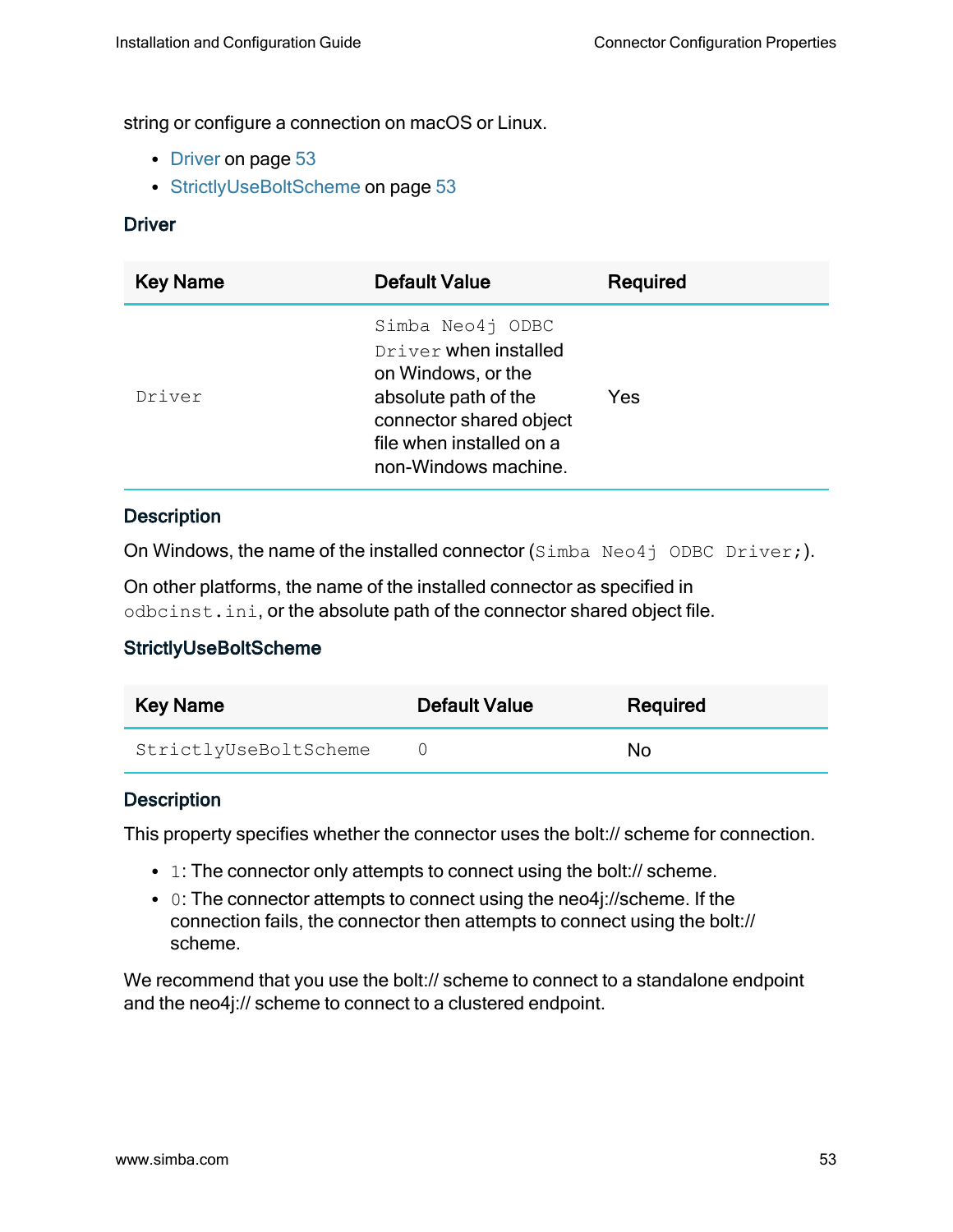string or configure a connection on macOS or Linux.

- Driver on page 53
- StrictlyUseBoltScheme on page 53

### Driver

| Key Name | Default Value | Required |
|---|---|---|
| `Driver` | `Simba Neo4j ODBC Driver` when installed on Windows, or the absolute path of the connector shared object file when installed on a non-Windows machine. | Yes |

#### Description

On Windows, the name of the installed connector (`Simba Neo4j ODBC Driver;`).

On other platforms, the name of the installed connector as specified in `odbcinst.ini`, or the absolute path of the connector shared object file.

### StrictlyUseBoltScheme

| Key Name | Default Value | Required |
|---|---|---|
| `StrictlyUseBoltScheme` | `0` | No |

#### Description

This property specifies whether the connector uses the bolt:// scheme for connection.

- `1`: The connector only attempts to connect using the bolt:// scheme.
- `0`: The connector attempts to connect using the neo4j://scheme. If the connection fails, the connector then attempts to connect using the bolt:// scheme.

We recommend that you use the bolt:// scheme to connect to a standalone endpoint and the neo4j:// scheme to connect to a clustered endpoint.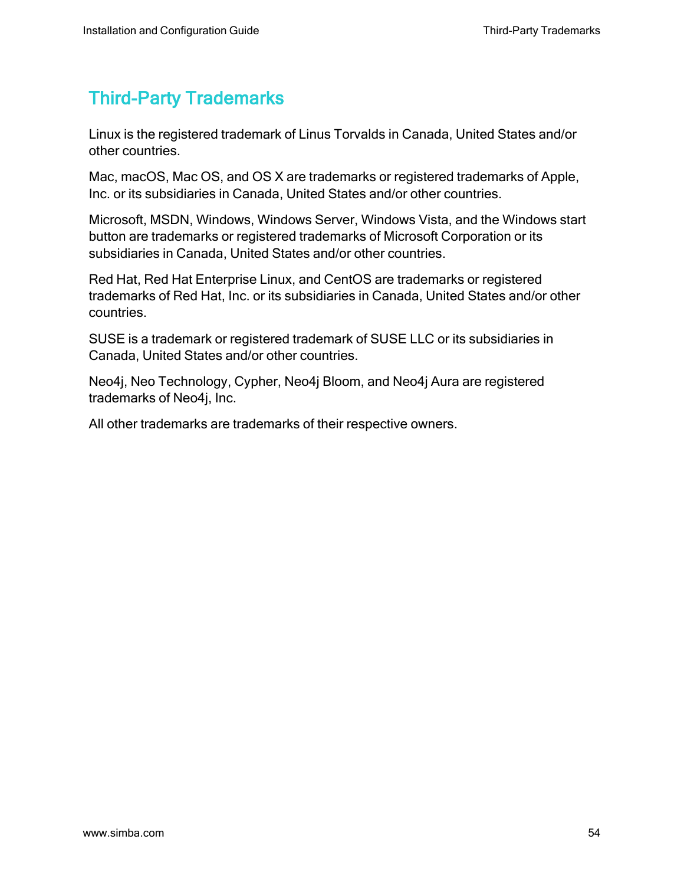# Third-Party Trademarks

Linux is the registered trademark of Linus Torvalds in Canada, United States and/or other countries.

Mac, macOS, Mac OS, and OS X are trademarks or registered trademarks of Apple, Inc. or its subsidiaries in Canada, United States and/or other countries.

Microsoft, MSDN, Windows, Windows Server, Windows Vista, and the Windows start button are trademarks or registered trademarks of Microsoft Corporation or its subsidiaries in Canada, United States and/or other countries.

Red Hat, Red Hat Enterprise Linux, and CentOS are trademarks or registered trademarks of Red Hat, Inc. or its subsidiaries in Canada, United States and/or other countries.

SUSE is a trademark or registered trademark of SUSE LLC or its subsidiaries in Canada, United States and/or other countries.

Neo4j, Neo Technology, Cypher, Neo4j Bloom, and Neo4j Aura are registered trademarks of Neo4j, Inc.

All other trademarks are trademarks of their respective owners.